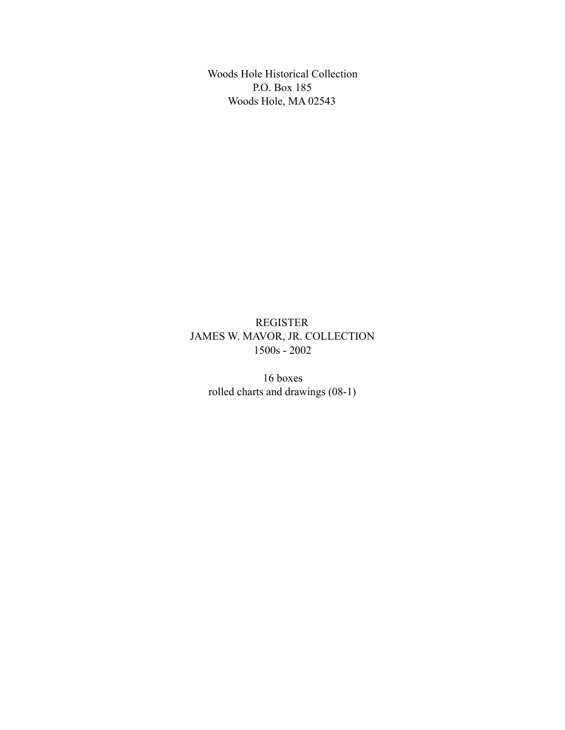Woods Hole Historical Collection
P.O. Box 185
Woods Hole, MA 02543

# REGISTER
# JAMES W. MAVOR, JR. COLLECTION
# 1500s - 2002

16 boxes
rolled charts and drawings (08-1)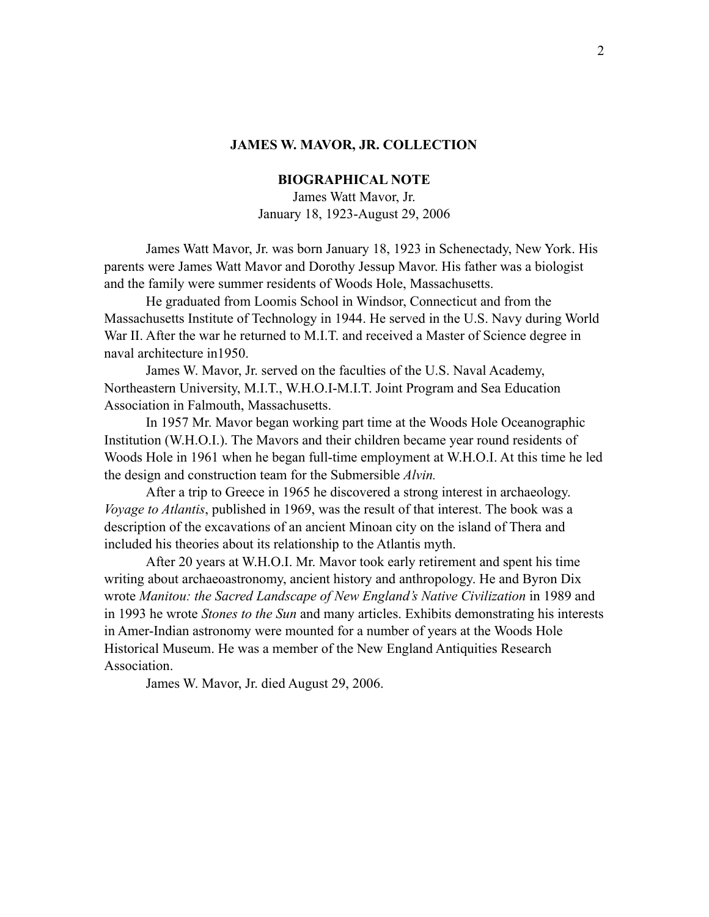# JAMES W. MAVOR, JR. COLLECTION

## BIOGRAPHICAL NOTE

James Watt Mavor, Jr.
January 18, 1923-August 29, 2006

James Watt Mavor, Jr. was born January 18, 1923 in Schenectady, New York. His parents were James Watt Mavor and Dorothy Jessup Mavor. His father was a biologist and the family were summer residents of Woods Hole, Massachusetts.

He graduated from Loomis School in Windsor, Connecticut and from the Massachusetts Institute of Technology in 1944. He served in the U.S. Navy during World War II. After the war he returned to M.I.T. and received a Master of Science degree in naval architecture in1950.

James W. Mavor, Jr. served on the faculties of the U.S. Naval Academy, Northeastern University, M.I.T., W.H.O.I-M.I.T. Joint Program and Sea Education Association in Falmouth, Massachusetts.

In 1957 Mr. Mavor began working part time at the Woods Hole Oceanographic Institution (W.H.O.I.). The Mavors and their children became year round residents of Woods Hole in 1961 when he began full-time employment at W.H.O.I. At this time he led the design and construction team for the Submersible *Alvin.*

After a trip to Greece in 1965 he discovered a strong interest in archaeology. *Voyage to Atlantis*, published in 1969, was the result of that interest. The book was a description of the excavations of an ancient Minoan city on the island of Thera and included his theories about its relationship to the Atlantis myth.

After 20 years at W.H.O.I. Mr. Mavor took early retirement and spent his time writing about archaeoastronomy, ancient history and anthropology. He and Byron Dix wrote *Manitou: the Sacred Landscape of New England's Native Civilization* in 1989 and in 1993 he wrote *Stones to the Sun* and many articles. Exhibits demonstrating his interests in Amer-Indian astronomy were mounted for a number of years at the Woods Hole Historical Museum. He was a member of the New England Antiquities Research Association.

James W. Mavor, Jr. died August 29, 2006.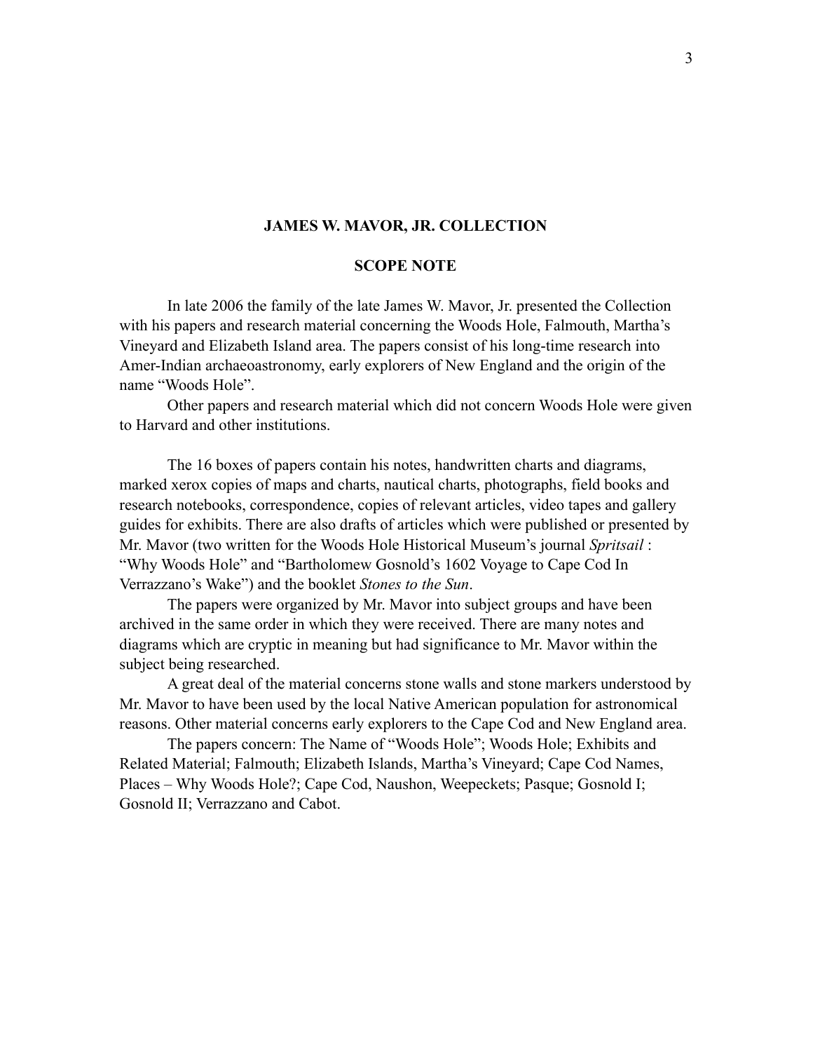**JAMES W. MAVOR, JR. COLLECTION**

**SCOPE NOTE**

In late 2006 the family of the late James W. Mavor, Jr. presented the Collection with his papers and research material concerning the Woods Hole, Falmouth, Martha's Vineyard and Elizabeth Island area. The papers consist of his long-time research into Amer-Indian archaeoastronomy, early explorers of New England and the origin of the name "Woods Hole".

Other papers and research material which did not concern Woods Hole were given to Harvard and other institutions.

The 16 boxes of papers contain his notes, handwritten charts and diagrams, marked xerox copies of maps and charts, nautical charts, photographs, field books and research notebooks, correspondence, copies of relevant articles, video tapes and gallery guides for exhibits. There are also drafts of articles which were published or presented by Mr. Mavor (two written for the Woods Hole Historical Museum's journal *Spritsail* : "Why Woods Hole" and "Bartholomew Gosnold's 1602 Voyage to Cape Cod In Verrazzano's Wake") and the booklet *Stones to the Sun*.

The papers were organized by Mr. Mavor into subject groups and have been archived in the same order in which they were received. There are many notes and diagrams which are cryptic in meaning but had significance to Mr. Mavor within the subject being researched.

A great deal of the material concerns stone walls and stone markers understood by Mr. Mavor to have been used by the local Native American population for astronomical reasons. Other material concerns early explorers to the Cape Cod and New England area.

The papers concern: The Name of "Woods Hole"; Woods Hole; Exhibits and Related Material; Falmouth; Elizabeth Islands, Martha's Vineyard; Cape Cod Names, Places – Why Woods Hole?; Cape Cod, Naushon, Weepeckets; Pasque; Gosnold I; Gosnold II; Verrazzano and Cabot.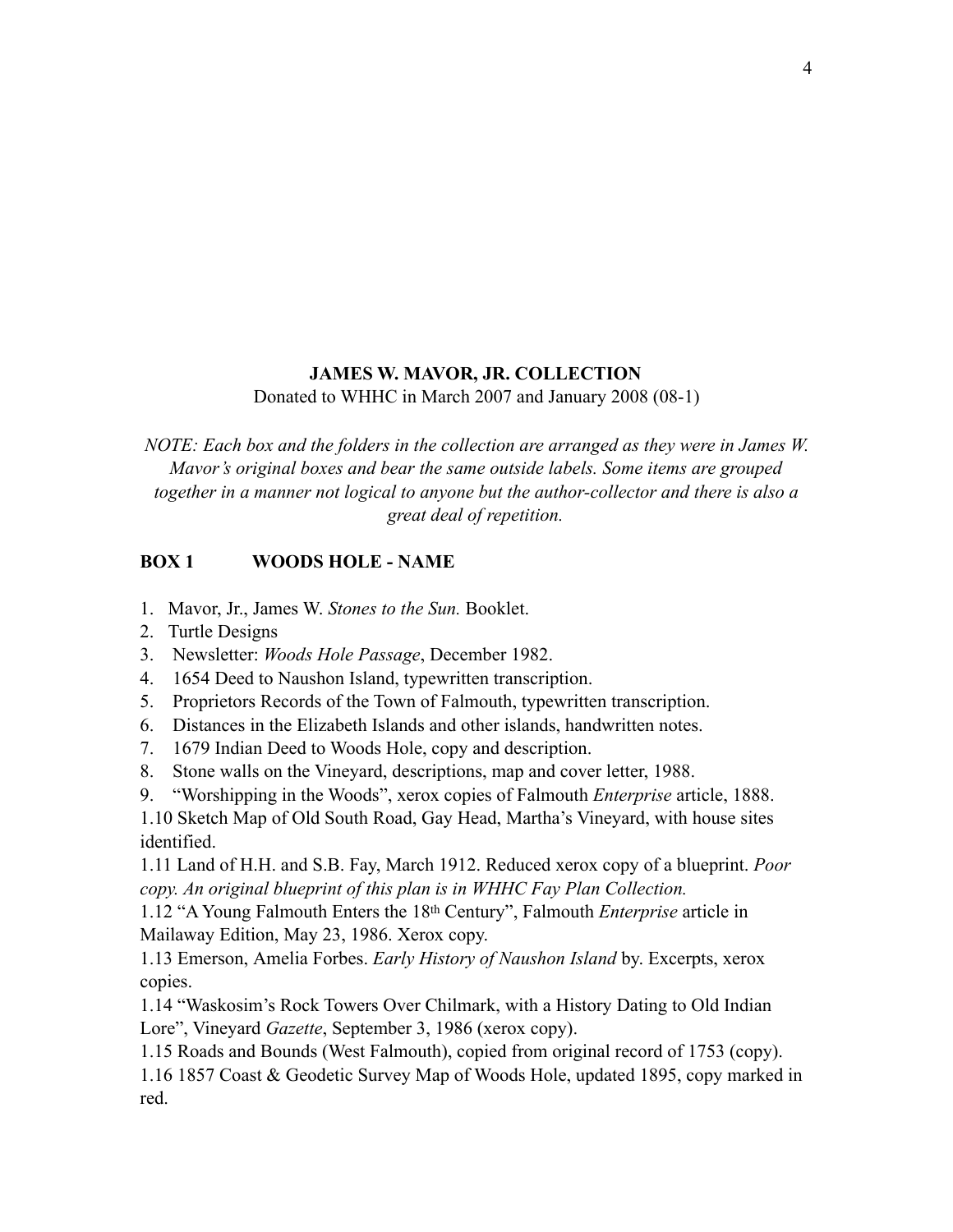**JAMES W. MAVOR, JR. COLLECTION**

Donated to WHHC in March 2007 and January 2008 (08-1)

*NOTE: Each box and the folders in the collection are arranged as they were in James W. Mavor's original boxes and bear the same outside labels. Some items are grouped together in a manner not logical to anyone but the author-collector and there is also a great deal of repetition.*

**BOX 1 WOODS HOLE - NAME**

1. Mavor, Jr., James W. *Stones to the Sun.* Booklet.
2. Turtle Designs
3. Newsletter: *Woods Hole Passage*, December 1982.
4. 1654 Deed to Naushon Island, typewritten transcription.
5. Proprietors Records of the Town of Falmouth, typewritten transcription.
6. Distances in the Elizabeth Islands and other islands, handwritten notes.
7. 1679 Indian Deed to Woods Hole, copy and description.
8. Stone walls on the Vineyard, descriptions, map and cover letter, 1988.
9. "Worshipping in the Woods", xerox copies of Falmouth *Enterprise* article, 1888.

1.10 Sketch Map of Old South Road, Gay Head, Martha's Vineyard, with house sites identified.

1.11 Land of H.H. and S.B. Fay, March 1912. Reduced xerox copy of a blueprint. *Poor copy. An original blueprint of this plan is in WHHC Fay Plan Collection.*

1.12 "A Young Falmouth Enters the 18th Century", Falmouth *Enterprise* article in Mailaway Edition, May 23, 1986. Xerox copy.

1.13 Emerson, Amelia Forbes. *Early History of Naushon Island* by. Excerpts, xerox copies.

1.14 "Waskosim's Rock Towers Over Chilmark, with a History Dating to Old Indian Lore", Vineyard *Gazette*, September 3, 1986 (xerox copy).

1.15 Roads and Bounds (West Falmouth), copied from original record of 1753 (copy).

1.16 1857 Coast & Geodetic Survey Map of Woods Hole, updated 1895, copy marked in red.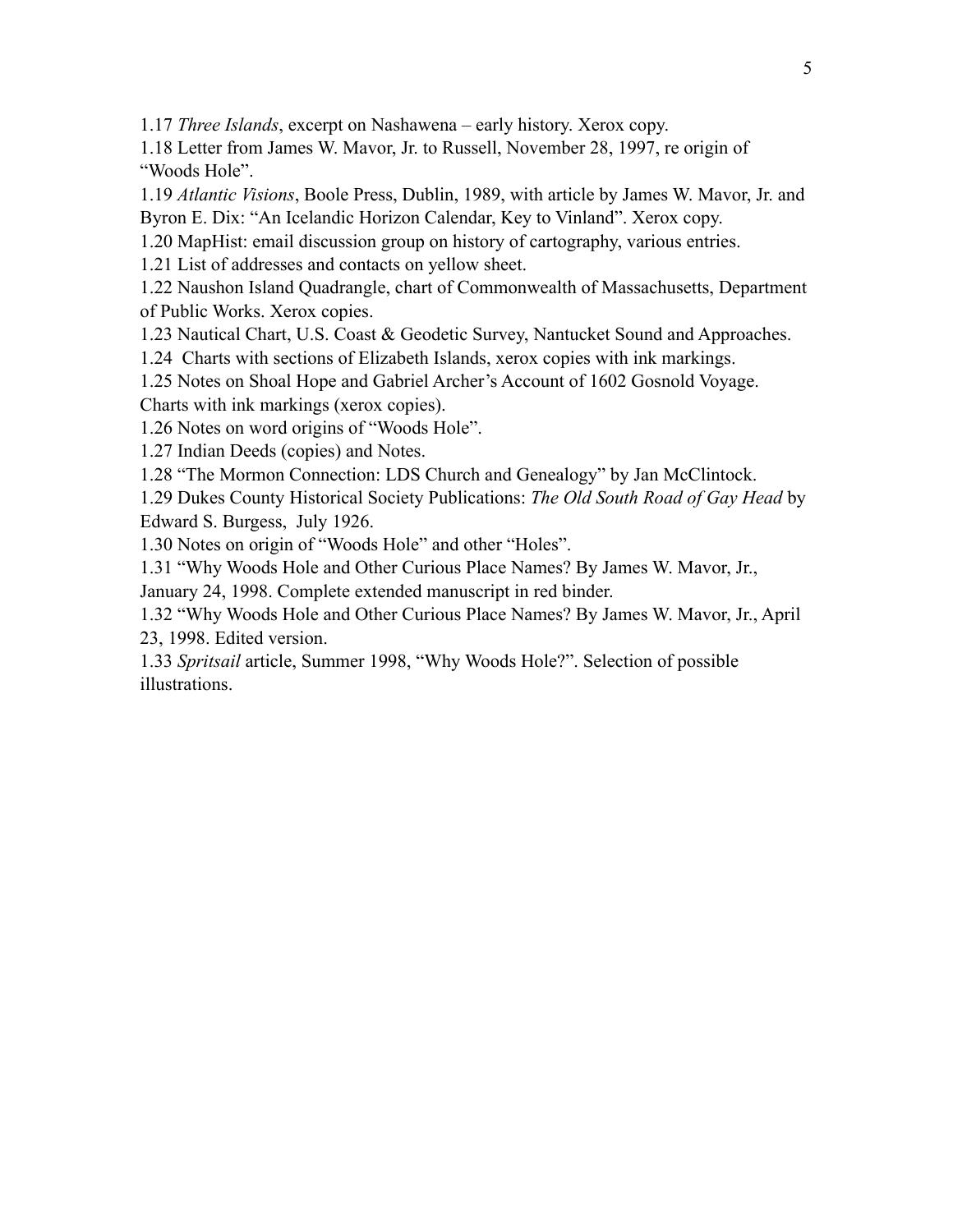1.17 *Three Islands*, excerpt on Nashawena – early history. Xerox copy.

1.18 Letter from James W. Mavor, Jr. to Russell, November 28, 1997, re origin of "Woods Hole".

1.19 *Atlantic Visions*, Boole Press, Dublin, 1989, with article by James W. Mavor, Jr. and Byron E. Dix: "An Icelandic Horizon Calendar, Key to Vinland". Xerox copy.

1.20 MapHist: email discussion group on history of cartography, various entries.

1.21 List of addresses and contacts on yellow sheet.

1.22 Naushon Island Quadrangle, chart of Commonwealth of Massachusetts, Department of Public Works. Xerox copies.

1.23 Nautical Chart, U.S. Coast & Geodetic Survey, Nantucket Sound and Approaches.

1.24 Charts with sections of Elizabeth Islands, xerox copies with ink markings.

1.25 Notes on Shoal Hope and Gabriel Archer's Account of 1602 Gosnold Voyage. Charts with ink markings (xerox copies).

1.26 Notes on word origins of "Woods Hole".

1.27 Indian Deeds (copies) and Notes.

1.28 "The Mormon Connection: LDS Church and Genealogy" by Jan McClintock.

1.29 Dukes County Historical Society Publications: *The Old South Road of Gay Head* by Edward S. Burgess, July 1926.

1.30 Notes on origin of "Woods Hole" and other "Holes".

1.31 "Why Woods Hole and Other Curious Place Names? By James W. Mavor, Jr., January 24, 1998. Complete extended manuscript in red binder.

1.32 "Why Woods Hole and Other Curious Place Names? By James W. Mavor, Jr., April 23, 1998. Edited version.

1.33 *Spritsail* article, Summer 1998, "Why Woods Hole?". Selection of possible illustrations.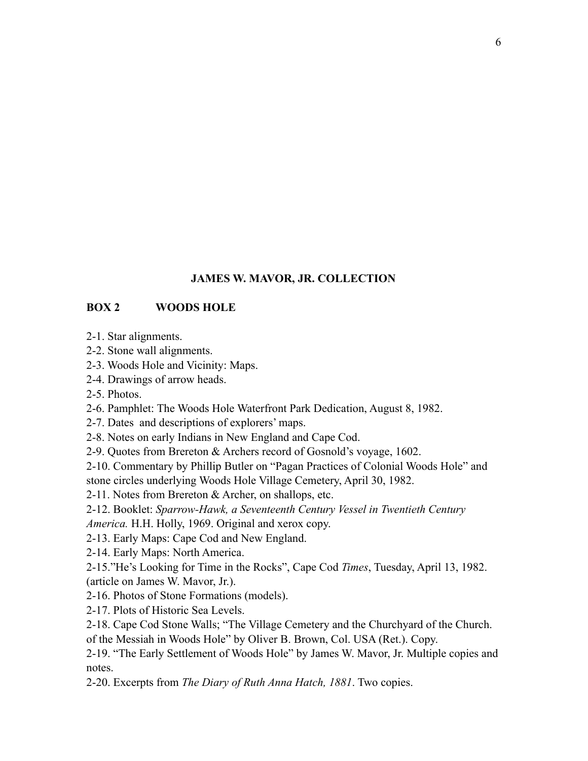**JAMES W. MAVOR, JR. COLLECTION**

**BOX 2 WOODS HOLE**

2-1. Star alignments.
2-2. Stone wall alignments.
2-3. Woods Hole and Vicinity: Maps.
2-4. Drawings of arrow heads.
2-5. Photos.
2-6. Pamphlet: The Woods Hole Waterfront Park Dedication, August 8, 1982.
2-7. Dates and descriptions of explorers' maps.
2-8. Notes on early Indians in New England and Cape Cod.
2-9. Quotes from Brereton & Archers record of Gosnold's voyage, 1602.
2-10. Commentary by Phillip Butler on "Pagan Practices of Colonial Woods Hole" and stone circles underlying Woods Hole Village Cemetery, April 30, 1982.
2-11. Notes from Brereton & Archer, on shallops, etc.
2-12. Booklet: *Sparrow-Hawk, a Seventeenth Century Vessel in Twentieth Century America.* H.H. Holly, 1969. Original and xerox copy.
2-13. Early Maps: Cape Cod and New England.
2-14. Early Maps: North America.
2-15."He's Looking for Time in the Rocks", Cape Cod *Times*, Tuesday, April 13, 1982. (article on James W. Mavor, Jr.).
2-16. Photos of Stone Formations (models).
2-17. Plots of Historic Sea Levels.
2-18. Cape Cod Stone Walls; "The Village Cemetery and the Churchyard of the Church. of the Messiah in Woods Hole" by Oliver B. Brown, Col. USA (Ret.). Copy.
2-19. "The Early Settlement of Woods Hole" by James W. Mavor, Jr. Multiple copies and notes.
2-20. Excerpts from *The Diary of Ruth Anna Hatch, 1881*. Two copies.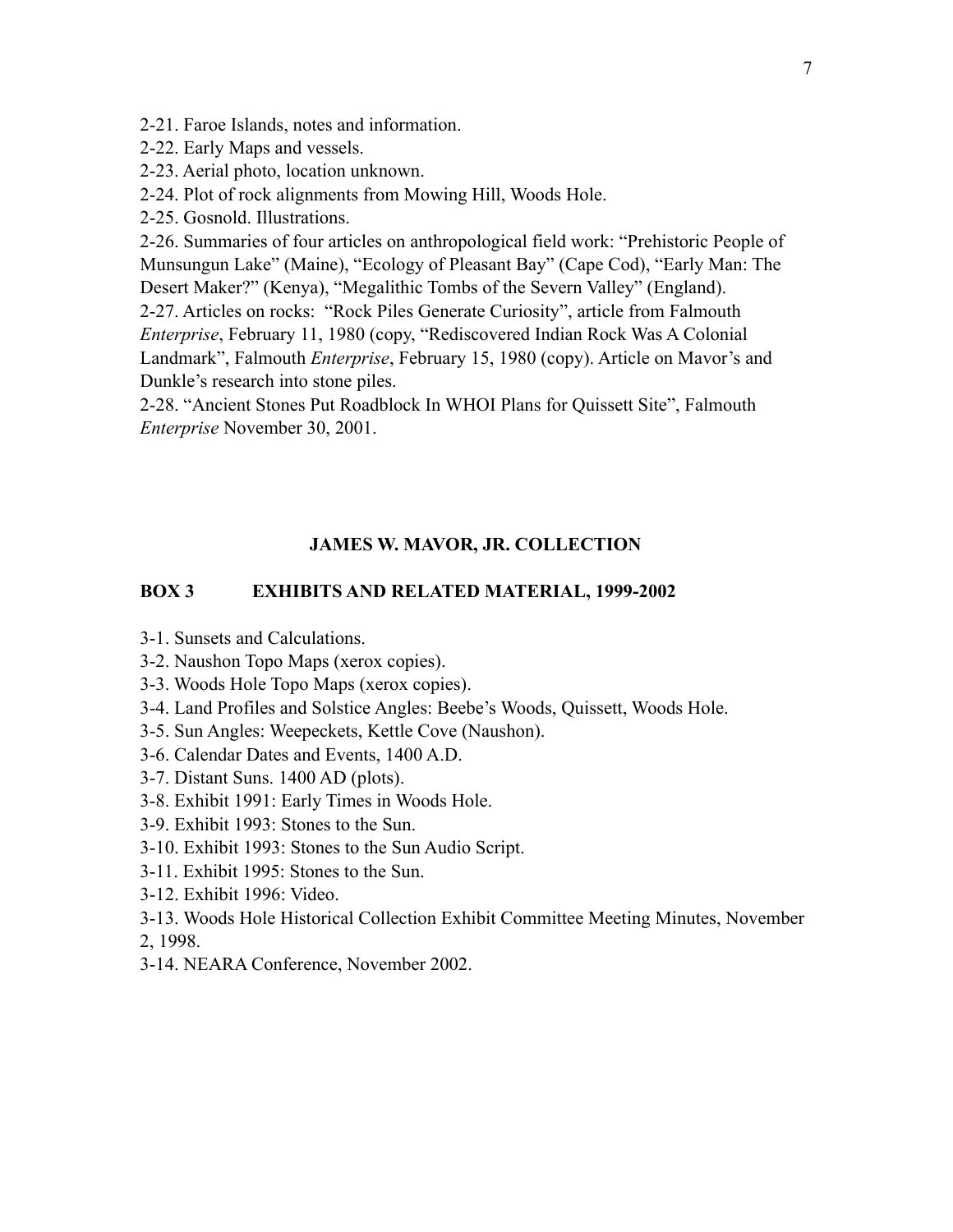2-21. Faroe Islands, notes and information.

2-22. Early Maps and vessels.

2-23. Aerial photo, location unknown.

2-24. Plot of rock alignments from Mowing Hill, Woods Hole.

2-25. Gosnold. Illustrations.

2-26. Summaries of four articles on anthropological field work: "Prehistoric People of Munsungun Lake" (Maine), "Ecology of Pleasant Bay" (Cape Cod), "Early Man: The Desert Maker?" (Kenya), "Megalithic Tombs of the Severn Valley" (England).

2-27. Articles on rocks: "Rock Piles Generate Curiosity", article from Falmouth *Enterprise*, February 11, 1980 (copy, "Rediscovered Indian Rock Was A Colonial Landmark", Falmouth *Enterprise*, February 15, 1980 (copy). Article on Mavor's and Dunkle's research into stone piles.

2-28. "Ancient Stones Put Roadblock In WHOI Plans for Quissett Site", Falmouth *Enterprise* November 30, 2001.

## JAMES W. MAVOR, JR. COLLECTION

### BOX 3 EXHIBITS AND RELATED MATERIAL, 1999-2002

3-1. Sunsets and Calculations.

3-2. Naushon Topo Maps (xerox copies).

3-3. Woods Hole Topo Maps (xerox copies).

3-4. Land Profiles and Solstice Angles: Beebe's Woods, Quissett, Woods Hole.

3-5. Sun Angles: Weepeckets, Kettle Cove (Naushon).

3-6. Calendar Dates and Events, 1400 A.D.

3-7. Distant Suns. 1400 AD (plots).

3-8. Exhibit 1991: Early Times in Woods Hole.

3-9. Exhibit 1993: Stones to the Sun.

3-10. Exhibit 1993: Stones to the Sun Audio Script.

3-11. Exhibit 1995: Stones to the Sun.

3-12. Exhibit 1996: Video.

3-13. Woods Hole Historical Collection Exhibit Committee Meeting Minutes, November 2, 1998.

3-14. NEARA Conference, November 2002.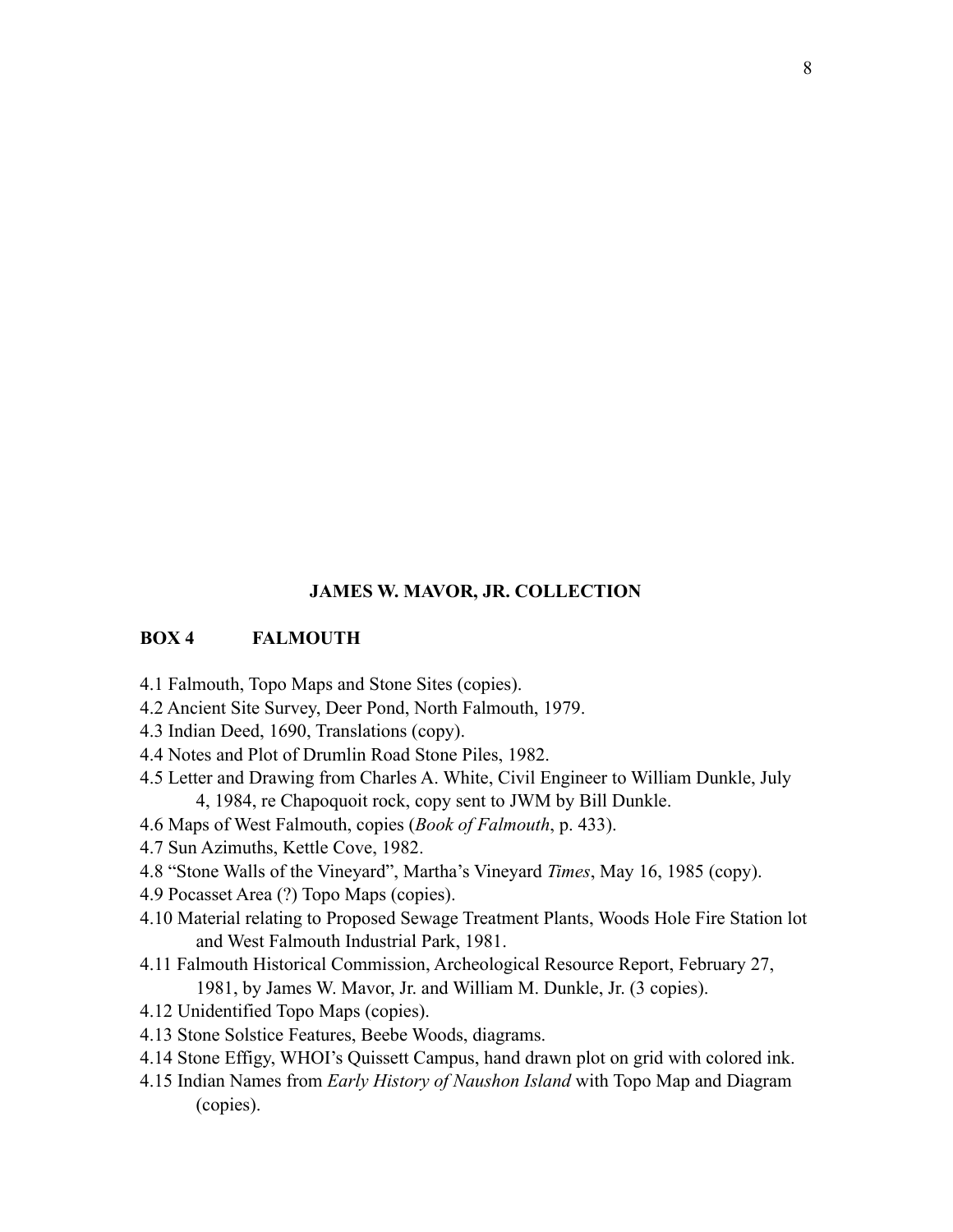## JAMES W. MAVOR, JR. COLLECTION

### BOX 4 FALMOUTH

4.1 Falmouth, Topo Maps and Stone Sites (copies).

4.2 Ancient Site Survey, Deer Pond, North Falmouth, 1979.

4.3 Indian Deed, 1690, Translations (copy).

4.4 Notes and Plot of Drumlin Road Stone Piles, 1982.

4.5 Letter and Drawing from Charles A. White, Civil Engineer to William Dunkle, July 4, 1984, re Chapoquoit rock, copy sent to JWM by Bill Dunkle.

4.6 Maps of West Falmouth, copies (*Book of Falmouth*, p. 433).

4.7 Sun Azimuths, Kettle Cove, 1982.

4.8 "Stone Walls of the Vineyard", Martha's Vineyard *Times*, May 16, 1985 (copy).

4.9 Pocasset Area (?) Topo Maps (copies).

4.10 Material relating to Proposed Sewage Treatment Plants, Woods Hole Fire Station lot and West Falmouth Industrial Park, 1981.

4.11 Falmouth Historical Commission, Archeological Resource Report, February 27, 1981, by James W. Mavor, Jr. and William M. Dunkle, Jr. (3 copies).

4.12 Unidentified Topo Maps (copies).

4.13 Stone Solstice Features, Beebe Woods, diagrams.

4.14 Stone Effigy, WHOI's Quissett Campus, hand drawn plot on grid with colored ink.

4.15 Indian Names from *Early History of Naushon Island* with Topo Map and Diagram (copies).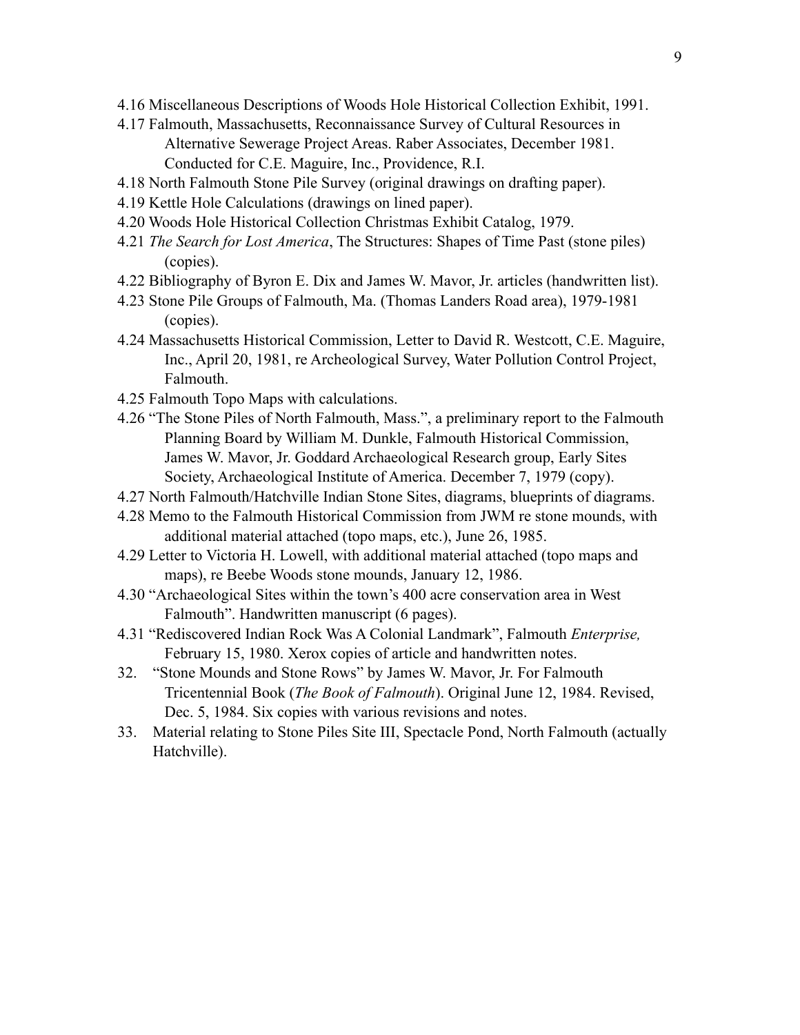4.16 Miscellaneous Descriptions of Woods Hole Historical Collection Exhibit, 1991.

4.17 Falmouth, Massachusetts, Reconnaissance Survey of Cultural Resources in Alternative Sewerage Project Areas. Raber Associates, December 1981. Conducted for C.E. Maguire, Inc., Providence, R.I.

4.18 North Falmouth Stone Pile Survey (original drawings on drafting paper).

4.19 Kettle Hole Calculations (drawings on lined paper).

4.20 Woods Hole Historical Collection Christmas Exhibit Catalog, 1979.

4.21 *The Search for Lost America*, The Structures: Shapes of Time Past (stone piles) (copies).

4.22 Bibliography of Byron E. Dix and James W. Mavor, Jr. articles (handwritten list).

4.23 Stone Pile Groups of Falmouth, Ma. (Thomas Landers Road area), 1979-1981 (copies).

4.24 Massachusetts Historical Commission, Letter to David R. Westcott, C.E. Maguire, Inc., April 20, 1981, re Archeological Survey, Water Pollution Control Project, Falmouth.

4.25 Falmouth Topo Maps with calculations.

4.26 "The Stone Piles of North Falmouth, Mass.", a preliminary report to the Falmouth Planning Board by William M. Dunkle, Falmouth Historical Commission, James W. Mavor, Jr. Goddard Archaeological Research group, Early Sites Society, Archaeological Institute of America. December 7, 1979 (copy).

4.27 North Falmouth/Hatchville Indian Stone Sites, diagrams, blueprints of diagrams.

4.28 Memo to the Falmouth Historical Commission from JWM re stone mounds, with additional material attached (topo maps, etc.), June 26, 1985.

4.29 Letter to Victoria H. Lowell, with additional material attached (topo maps and maps), re Beebe Woods stone mounds, January 12, 1986.

4.30 "Archaeological Sites within the town's 400 acre conservation area in West Falmouth". Handwritten manuscript (6 pages).

4.31 "Rediscovered Indian Rock Was A Colonial Landmark", Falmouth *Enterprise,* February 15, 1980. Xerox copies of article and handwritten notes.

32. "Stone Mounds and Stone Rows" by James W. Mavor, Jr. For Falmouth Tricentennial Book (*The Book of Falmouth*). Original June 12, 1984. Revised, Dec. 5, 1984. Six copies with various revisions and notes.

33. Material relating to Stone Piles Site III, Spectacle Pond, North Falmouth (actually Hatchville).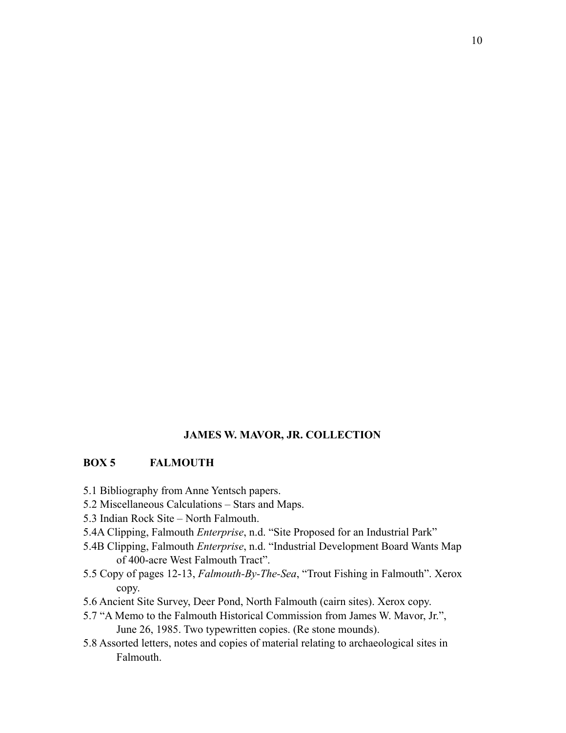## JAMES W. MAVOR, JR. COLLECTION

### BOX 5 FALMOUTH

5.1 Bibliography from Anne Yentsch papers.

5.2 Miscellaneous Calculations – Stars and Maps.

5.3 Indian Rock Site – North Falmouth.

5.4A Clipping, Falmouth *Enterprise*, n.d. "Site Proposed for an Industrial Park"

5.4B Clipping, Falmouth *Enterprise*, n.d. "Industrial Development Board Wants Map of 400-acre West Falmouth Tract".

5.5 Copy of pages 12-13, *Falmouth-By-The-Sea*, "Trout Fishing in Falmouth". Xerox copy.

5.6 Ancient Site Survey, Deer Pond, North Falmouth (cairn sites). Xerox copy.

5.7 "A Memo to the Falmouth Historical Commission from James W. Mavor, Jr.", June 26, 1985. Two typewritten copies. (Re stone mounds).

5.8 Assorted letters, notes and copies of material relating to archaeological sites in Falmouth.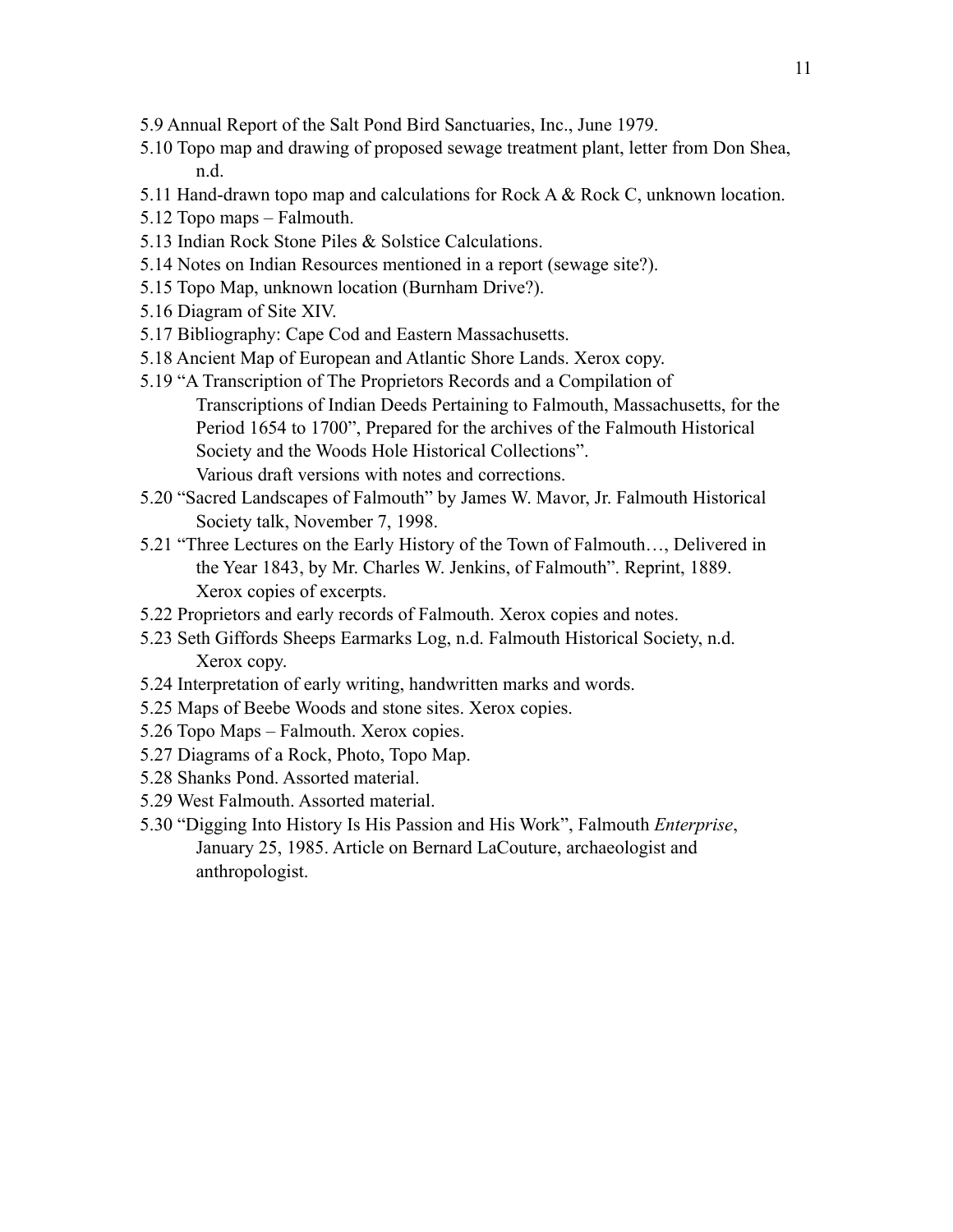5.9 Annual Report of the Salt Pond Bird Sanctuaries, Inc., June 1979.

5.10 Topo map and drawing of proposed sewage treatment plant, letter from Don Shea, n.d.

5.11 Hand-drawn topo map and calculations for Rock A & Rock C, unknown location.

5.12 Topo maps – Falmouth.

5.13 Indian Rock Stone Piles & Solstice Calculations.

5.14 Notes on Indian Resources mentioned in a report (sewage site?).

5.15 Topo Map, unknown location (Burnham Drive?).

5.16 Diagram of Site XIV.

5.17 Bibliography: Cape Cod and Eastern Massachusetts.

5.18 Ancient Map of European and Atlantic Shore Lands. Xerox copy.

5.19 "A Transcription of The Proprietors Records and a Compilation of Transcriptions of Indian Deeds Pertaining to Falmouth, Massachusetts, for the Period 1654 to 1700", Prepared for the archives of the Falmouth Historical Society and the Woods Hole Historical Collections". Various draft versions with notes and corrections.

5.20 "Sacred Landscapes of Falmouth" by James W. Mavor, Jr. Falmouth Historical Society talk, November 7, 1998.

5.21 "Three Lectures on the Early History of the Town of Falmouth…, Delivered in the Year 1843, by Mr. Charles W. Jenkins, of Falmouth". Reprint, 1889. Xerox copies of excerpts.

5.22 Proprietors and early records of Falmouth. Xerox copies and notes.

5.23 Seth Giffords Sheeps Earmarks Log, n.d. Falmouth Historical Society, n.d. Xerox copy.

5.24 Interpretation of early writing, handwritten marks and words.

5.25 Maps of Beebe Woods and stone sites. Xerox copies.

5.26 Topo Maps – Falmouth. Xerox copies.

5.27 Diagrams of a Rock, Photo, Topo Map.

5.28 Shanks Pond. Assorted material.

5.29 West Falmouth. Assorted material.

5.30 "Digging Into History Is His Passion and His Work", Falmouth *Enterprise*, January 25, 1985. Article on Bernard LaCouture, archaeologist and anthropologist.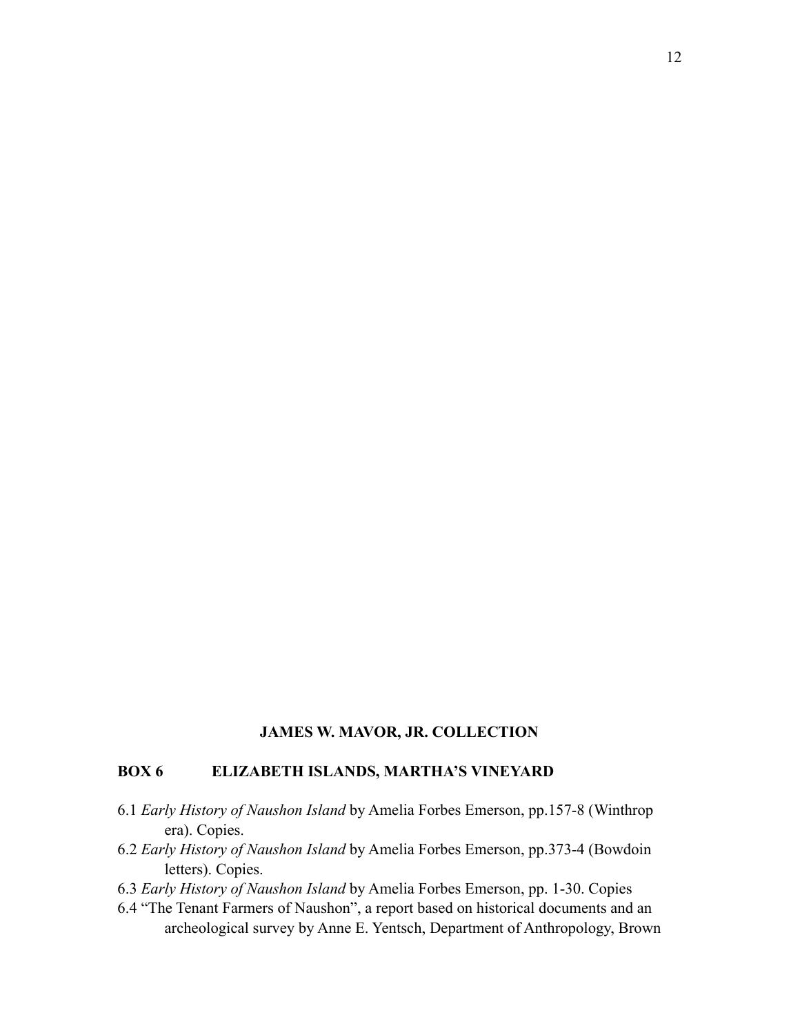**JAMES W. MAVOR, JR. COLLECTION**

**BOX 6 ELIZABETH ISLANDS, MARTHA'S VINEYARD**

6.1 *Early History of Naushon Island* by Amelia Forbes Emerson, pp.157-8 (Winthrop era). Copies.

6.2 *Early History of Naushon Island* by Amelia Forbes Emerson, pp.373-4 (Bowdoin letters). Copies.

6.3 *Early History of Naushon Island* by Amelia Forbes Emerson, pp. 1-30. Copies

6.4 "The Tenant Farmers of Naushon", a report based on historical documents and an archeological survey by Anne E. Yentsch, Department of Anthropology, Brown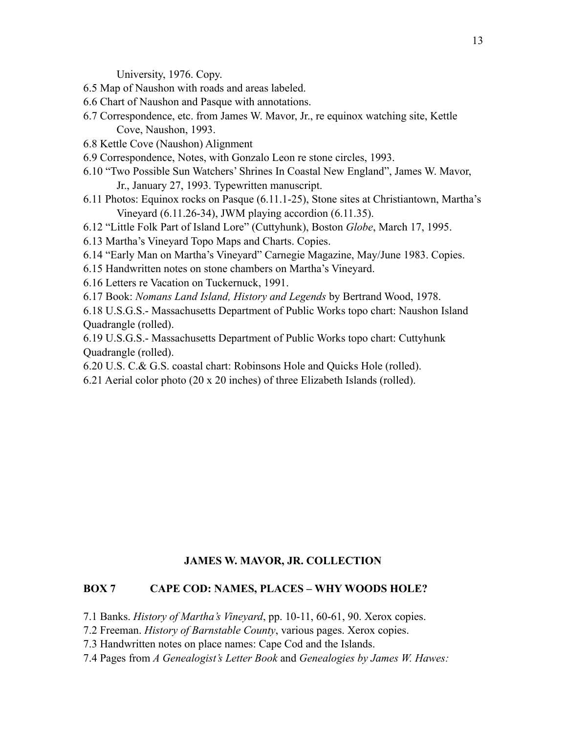University, 1976. Copy.

6.5 Map of Naushon with roads and areas labeled.

6.6 Chart of Naushon and Pasque with annotations.

6.7 Correspondence, etc. from James W. Mavor, Jr., re equinox watching site, Kettle Cove, Naushon, 1993.

6.8 Kettle Cove (Naushon) Alignment

6.9 Correspondence, Notes, with Gonzalo Leon re stone circles, 1993.

6.10 "Two Possible Sun Watchers' Shrines In Coastal New England", James W. Mavor, Jr., January 27, 1993. Typewritten manuscript.

6.11 Photos: Equinox rocks on Pasque (6.11.1-25), Stone sites at Christiantown, Martha's Vineyard (6.11.26-34), JWM playing accordion (6.11.35).

6.12 "Little Folk Part of Island Lore" (Cuttyhunk), Boston *Globe*, March 17, 1995.

6.13 Martha's Vineyard Topo Maps and Charts. Copies.

6.14 "Early Man on Martha's Vineyard" Carnegie Magazine, May/June 1983. Copies.

6.15 Handwritten notes on stone chambers on Martha's Vineyard.

6.16 Letters re Vacation on Tuckernuck, 1991.

6.17 Book: *Nomans Land Island, History and Legends* by Bertrand Wood, 1978.

6.18 U.S.G.S.- Massachusetts Department of Public Works topo chart: Naushon Island Quadrangle (rolled).

6.19 U.S.G.S.- Massachusetts Department of Public Works topo chart: Cuttyhunk Quadrangle (rolled).

6.20 U.S. C.& G.S. coastal chart: Robinsons Hole and Quicks Hole (rolled).

6.21 Aerial color photo (20 x 20 inches) of three Elizabeth Islands (rolled).

## JAMES W. MAVOR, JR. COLLECTION

### BOX 7 CAPE COD: NAMES, PLACES – WHY WOODS HOLE?

7.1 Banks. *History of Martha's Vineyard*, pp. 10-11, 60-61, 90. Xerox copies.

7.2 Freeman. *History of Barnstable County*, various pages. Xerox copies.

7.3 Handwritten notes on place names: Cape Cod and the Islands.

7.4 Pages from *A Genealogist's Letter Book* and *Genealogies by James W. Hawes:*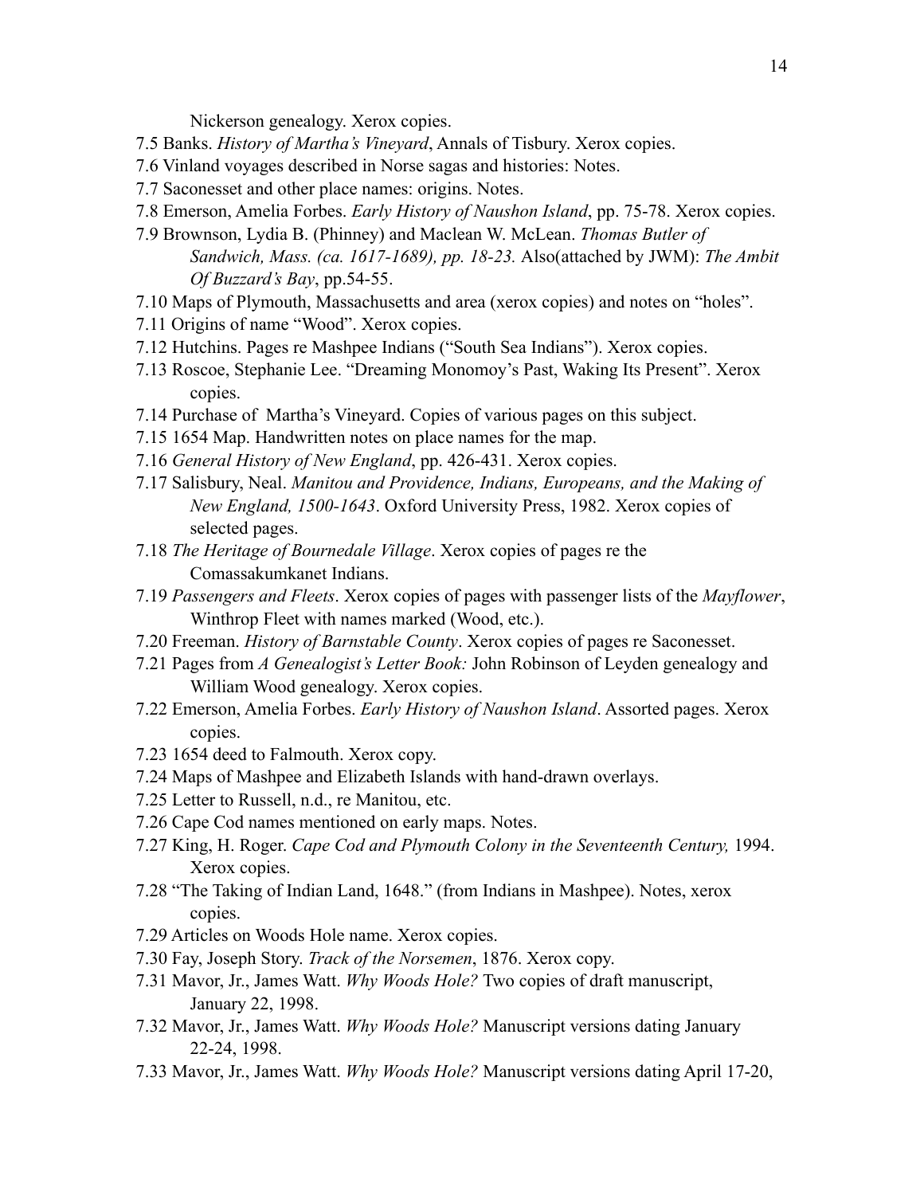Nickerson genealogy. Xerox copies.

7.5 Banks. *History of Martha's Vineyard*, Annals of Tisbury. Xerox copies.

7.6 Vinland voyages described in Norse sagas and histories: Notes.

7.7 Saconesset and other place names: origins. Notes.

7.8 Emerson, Amelia Forbes. *Early History of Naushon Island*, pp. 75-78. Xerox copies.

7.9 Brownson, Lydia B. (Phinney) and Maclean W. McLean. *Thomas Butler of Sandwich, Mass. (ca. 1617-1689), pp. 18-23.* Also(attached by JWM): *The Ambit Of Buzzard's Bay*, pp.54-55.

7.10 Maps of Plymouth, Massachusetts and area (xerox copies) and notes on "holes".

7.11 Origins of name "Wood". Xerox copies.

7.12 Hutchins. Pages re Mashpee Indians ("South Sea Indians"). Xerox copies.

7.13 Roscoe, Stephanie Lee. "Dreaming Monomoy's Past, Waking Its Present". Xerox copies.

7.14 Purchase of Martha's Vineyard. Copies of various pages on this subject.

7.15 1654 Map. Handwritten notes on place names for the map.

7.16 *General History of New England*, pp. 426-431. Xerox copies.

7.17 Salisbury, Neal. *Manitou and Providence, Indians, Europeans, and the Making of New England, 1500-1643*. Oxford University Press, 1982. Xerox copies of selected pages.

7.18 *The Heritage of Bournedale Village*. Xerox copies of pages re the Comassakumkanet Indians.

7.19 *Passengers and Fleets*. Xerox copies of pages with passenger lists of the *Mayflower*, Winthrop Fleet with names marked (Wood, etc.).

7.20 Freeman. *History of Barnstable County*. Xerox copies of pages re Saconesset.

7.21 Pages from *A Genealogist's Letter Book:* John Robinson of Leyden genealogy and William Wood genealogy. Xerox copies.

7.22 Emerson, Amelia Forbes. *Early History of Naushon Island*. Assorted pages. Xerox copies.

7.23 1654 deed to Falmouth. Xerox copy.

7.24 Maps of Mashpee and Elizabeth Islands with hand-drawn overlays.

7.25 Letter to Russell, n.d., re Manitou, etc.

7.26 Cape Cod names mentioned on early maps. Notes.

7.27 King, H. Roger. *Cape Cod and Plymouth Colony in the Seventeenth Century,* 1994. Xerox copies.

7.28 "The Taking of Indian Land, 1648." (from Indians in Mashpee). Notes, xerox copies.

7.29 Articles on Woods Hole name. Xerox copies.

7.30 Fay, Joseph Story. *Track of the Norsemen*, 1876. Xerox copy.

7.31 Mavor, Jr., James Watt. *Why Woods Hole?* Two copies of draft manuscript, January 22, 1998.

7.32 Mavor, Jr., James Watt. *Why Woods Hole?* Manuscript versions dating January 22-24, 1998.

7.33 Mavor, Jr., James Watt. *Why Woods Hole?* Manuscript versions dating April 17-20,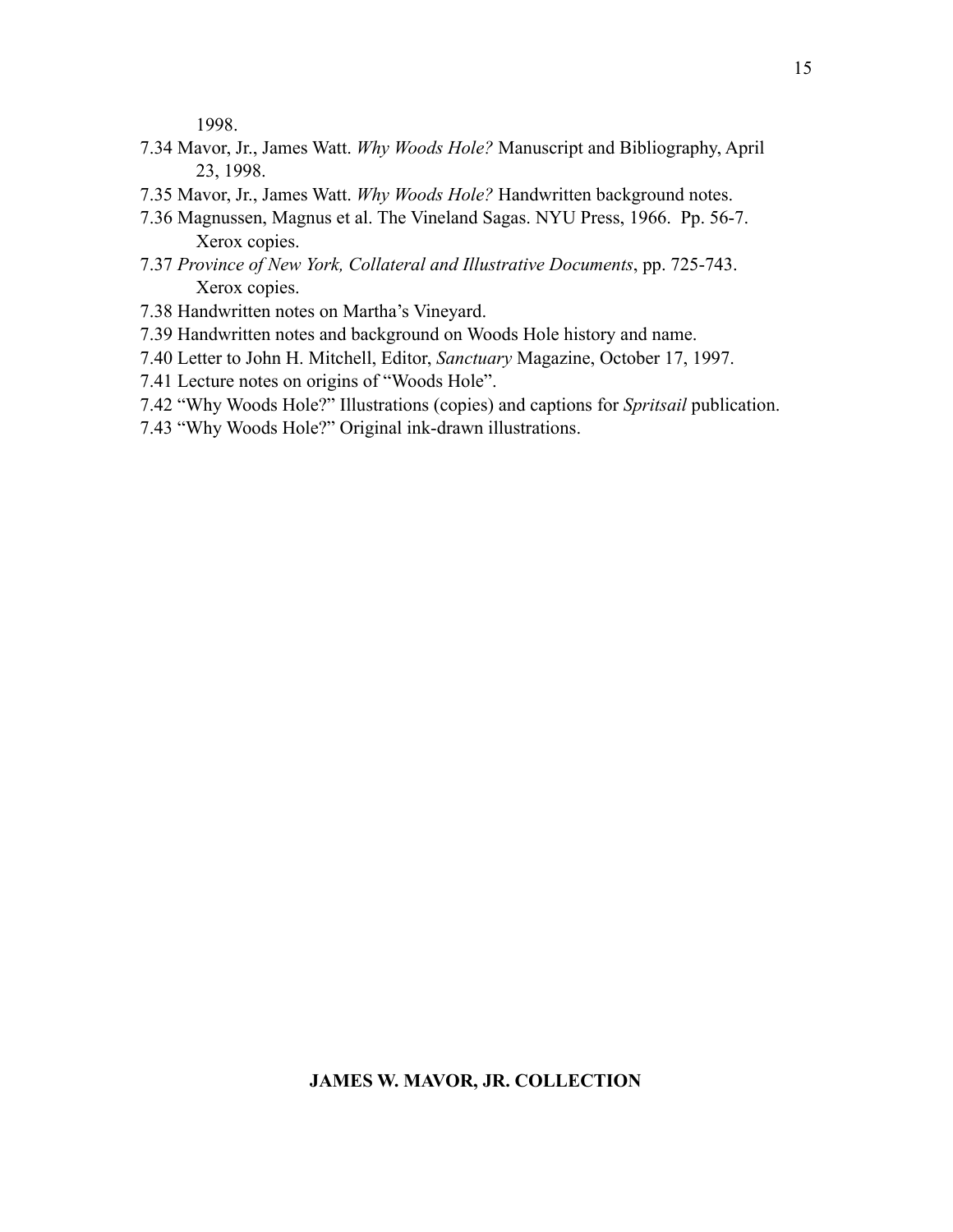1998.

7.34 Mavor, Jr., James Watt. *Why Woods Hole?* Manuscript and Bibliography, April 23, 1998.

7.35 Mavor, Jr., James Watt. *Why Woods Hole?* Handwritten background notes.

7.36 Magnussen, Magnus et al. The Vineland Sagas. NYU Press, 1966. Pp. 56-7. Xerox copies.

7.37 *Province of New York, Collateral and Illustrative Documents*, pp. 725-743. Xerox copies.

7.38 Handwritten notes on Martha's Vineyard.

7.39 Handwritten notes and background on Woods Hole history and name.

7.40 Letter to John H. Mitchell, Editor, *Sanctuary* Magazine, October 17, 1997.

7.41 Lecture notes on origins of "Woods Hole".

7.42 "Why Woods Hole?" Illustrations (copies) and captions for *Spritsail* publication.

7.43 "Why Woods Hole?" Original ink-drawn illustrations.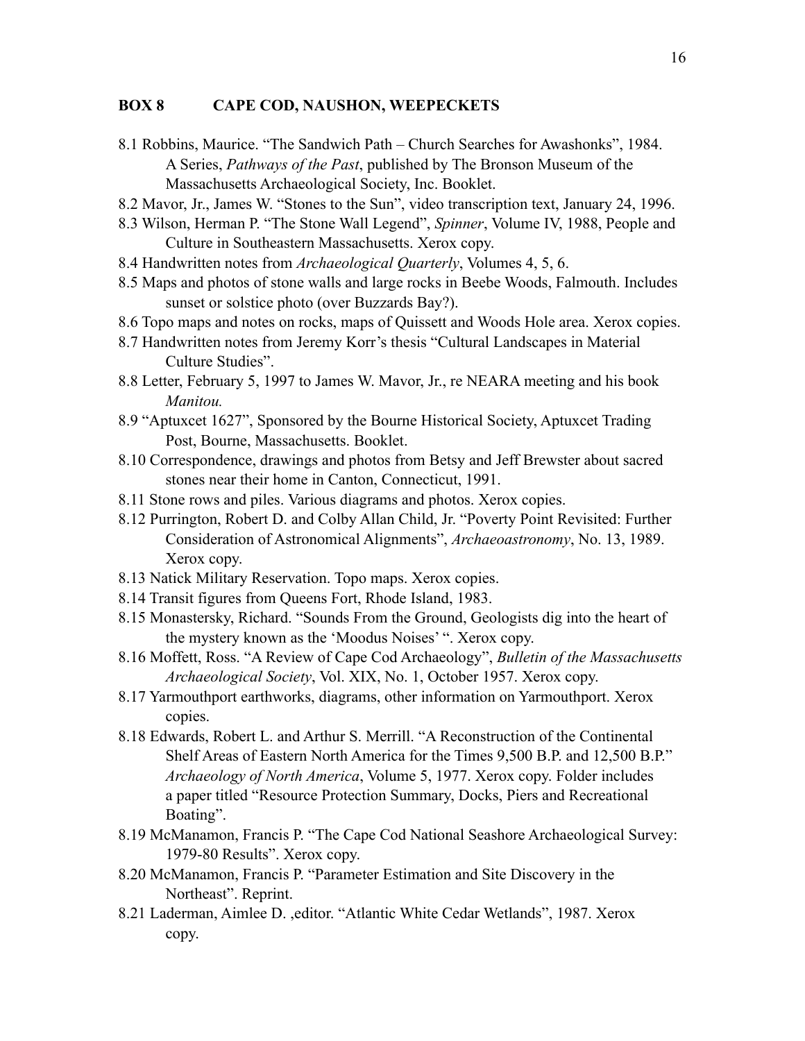## BOX 8 CAPE COD, NAUSHON, WEEPECKETS

8.1 Robbins, Maurice. "The Sandwich Path – Church Searches for Awashonks", 1984. A Series, *Pathways of the Past*, published by The Bronson Museum of the Massachusetts Archaeological Society, Inc. Booklet.

8.2 Mavor, Jr., James W. "Stones to the Sun", video transcription text, January 24, 1996.

8.3 Wilson, Herman P. "The Stone Wall Legend", *Spinner*, Volume IV, 1988, People and Culture in Southeastern Massachusetts. Xerox copy.

8.4 Handwritten notes from *Archaeological Quarterly*, Volumes 4, 5, 6.

8.5 Maps and photos of stone walls and large rocks in Beebe Woods, Falmouth. Includes sunset or solstice photo (over Buzzards Bay?).

8.6 Topo maps and notes on rocks, maps of Quissett and Woods Hole area. Xerox copies.

8.7 Handwritten notes from Jeremy Korr's thesis "Cultural Landscapes in Material Culture Studies".

8.8 Letter, February 5, 1997 to James W. Mavor, Jr., re NEARA meeting and his book *Manitou.*

8.9 "Aptuxcet 1627", Sponsored by the Bourne Historical Society, Aptuxcet Trading Post, Bourne, Massachusetts. Booklet.

8.10 Correspondence, drawings and photos from Betsy and Jeff Brewster about sacred stones near their home in Canton, Connecticut, 1991.

8.11 Stone rows and piles. Various diagrams and photos. Xerox copies.

8.12 Purrington, Robert D. and Colby Allan Child, Jr. "Poverty Point Revisited: Further Consideration of Astronomical Alignments", *Archaeoastronomy*, No. 13, 1989. Xerox copy.

8.13 Natick Military Reservation. Topo maps. Xerox copies.

8.14 Transit figures from Queens Fort, Rhode Island, 1983.

8.15 Monastersky, Richard. "Sounds From the Ground, Geologists dig into the heart of the mystery known as the 'Moodus Noises' ". Xerox copy.

8.16 Moffett, Ross. "A Review of Cape Cod Archaeology", *Bulletin of the Massachusetts Archaeological Society*, Vol. XIX, No. 1, October 1957. Xerox copy.

8.17 Yarmouthport earthworks, diagrams, other information on Yarmouthport. Xerox copies.

8.18 Edwards, Robert L. and Arthur S. Merrill. "A Reconstruction of the Continental Shelf Areas of Eastern North America for the Times 9,500 B.P. and 12,500 B.P." *Archaeology of North America*, Volume 5, 1977. Xerox copy. Folder includes a paper titled "Resource Protection Summary, Docks, Piers and Recreational Boating".

8.19 McManamon, Francis P. "The Cape Cod National Seashore Archaeological Survey: 1979-80 Results". Xerox copy.

8.20 McManamon, Francis P. "Parameter Estimation and Site Discovery in the Northeast". Reprint.

8.21 Laderman, Aimlee D. ,editor. "Atlantic White Cedar Wetlands", 1987. Xerox copy.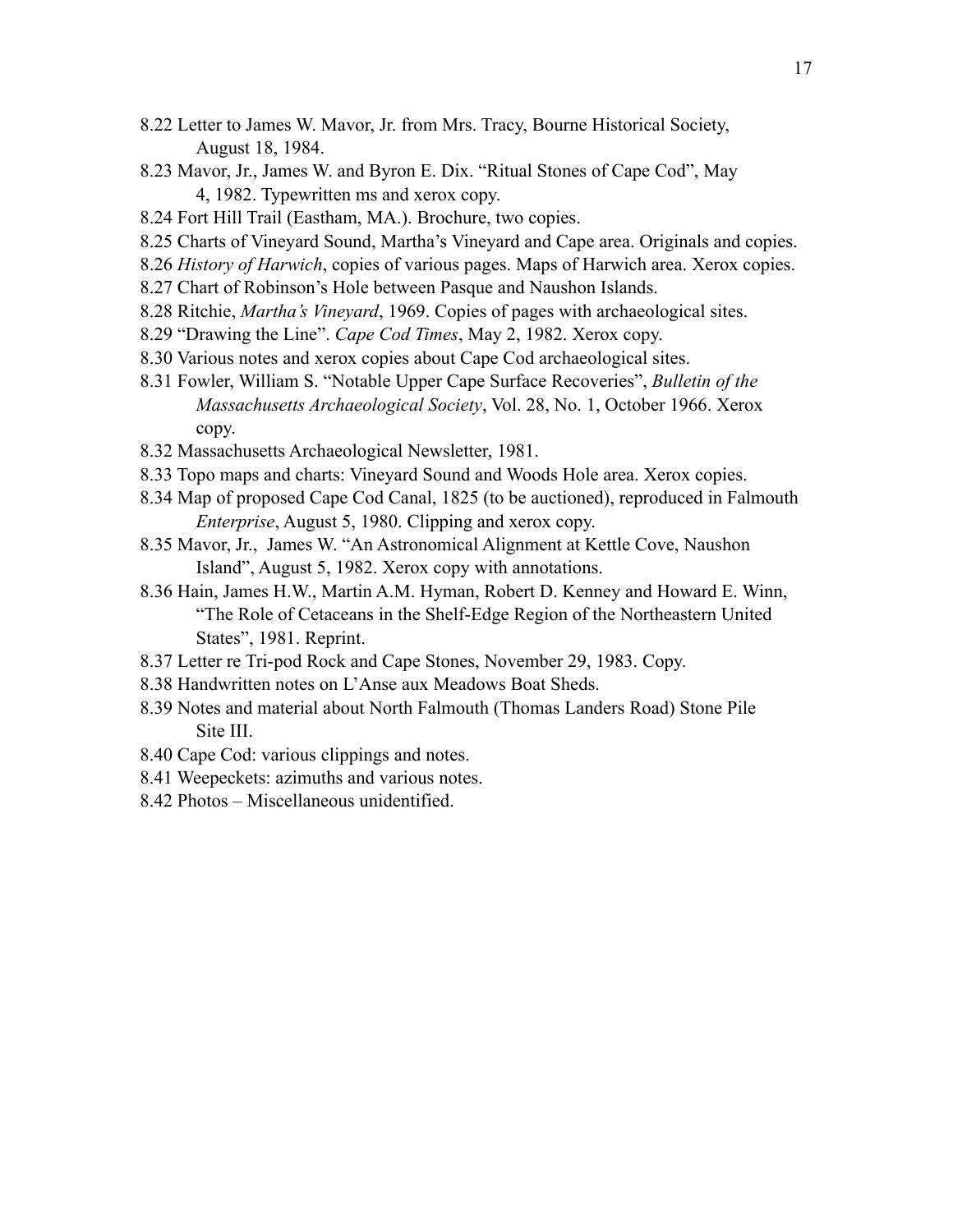- 8.22 Letter to James W. Mavor, Jr. from Mrs. Tracy, Bourne Historical Society, August 18, 1984.
- 8.23 Mavor, Jr., James W. and Byron E. Dix. “Ritual Stones of Cape Cod”, May 4, 1982. Typewritten ms and xerox copy.
- 8.24 Fort Hill Trail (Eastham, MA.). Brochure, two copies.
- 8.25 Charts of Vineyard Sound, Martha’s Vineyard and Cape area. Originals and copies.
- 8.26 *History of Harwich*, copies of various pages. Maps of Harwich area. Xerox copies.
- 8.27 Chart of Robinson’s Hole between Pasque and Naushon Islands.
- 8.28 Ritchie, *Martha’s Vineyard*, 1969. Copies of pages with archaeological sites.
- 8.29 “Drawing the Line”. *Cape Cod Times*, May 2, 1982. Xerox copy.
- 8.30 Various notes and xerox copies about Cape Cod archaeological sites.
- 8.31 Fowler, William S. “Notable Upper Cape Surface Recoveries”, *Bulletin of the Massachusetts Archaeological Society*, Vol. 28, No. 1, October 1966. Xerox copy.
- 8.32 Massachusetts Archaeological Newsletter, 1981.
- 8.33 Topo maps and charts: Vineyard Sound and Woods Hole area. Xerox copies.
- 8.34 Map of proposed Cape Cod Canal, 1825 (to be auctioned), reproduced in Falmouth *Enterprise*, August 5, 1980. Clipping and xerox copy.
- 8.35 Mavor, Jr., James W. “An Astronomical Alignment at Kettle Cove, Naushon Island”, August 5, 1982. Xerox copy with annotations.
- 8.36 Hain, James H.W., Martin A.M. Hyman, Robert D. Kenney and Howard E. Winn, “The Role of Cetaceans in the Shelf-Edge Region of the Northeastern United States”, 1981. Reprint.
- 8.37 Letter re Tri-pod Rock and Cape Stones, November 29, 1983. Copy.
- 8.38 Handwritten notes on L’Anse aux Meadows Boat Sheds.
- 8.39 Notes and material about North Falmouth (Thomas Landers Road) Stone Pile Site III.
- 8.40 Cape Cod: various clippings and notes.
- 8.41 Weepeckets: azimuths and various notes.
- 8.42 Photos – Miscellaneous unidentified.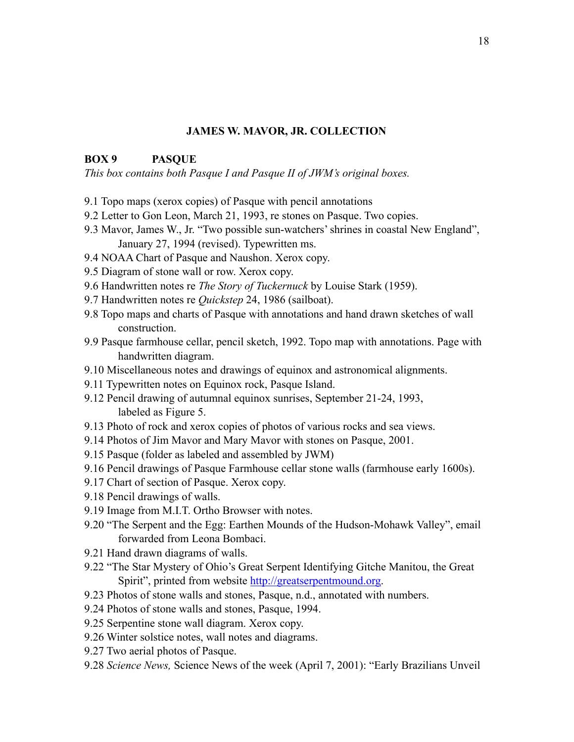## JAMES W. MAVOR, JR. COLLECTION

### BOX 9 PASQUE

*This box contains both Pasque I and Pasque II of JWM's original boxes.*

9.1 Topo maps (xerox copies) of Pasque with pencil annotations
9.2 Letter to Gon Leon, March 21, 1993, re stones on Pasque. Two copies.
9.3 Mavor, James W., Jr. "Two possible sun-watchers' shrines in coastal New England", January 27, 1994 (revised). Typewritten ms.
9.4 NOAA Chart of Pasque and Naushon. Xerox copy.
9.5 Diagram of stone wall or row. Xerox copy.
9.6 Handwritten notes re *The Story of Tuckernuck* by Louise Stark (1959).
9.7 Handwritten notes re *Quickstep* 24, 1986 (sailboat).
9.8 Topo maps and charts of Pasque with annotations and hand drawn sketches of wall construction.
9.9 Pasque farmhouse cellar, pencil sketch, 1992. Topo map with annotations. Page with handwritten diagram.
9.10 Miscellaneous notes and drawings of equinox and astronomical alignments.
9.11 Typewritten notes on Equinox rock, Pasque Island.
9.12 Pencil drawing of autumnal equinox sunrises, September 21-24, 1993, labeled as Figure 5.
9.13 Photo of rock and xerox copies of photos of various rocks and sea views.
9.14 Photos of Jim Mavor and Mary Mavor with stones on Pasque, 2001.
9.15 Pasque (folder as labeled and assembled by JWM)
9.16 Pencil drawings of Pasque Farmhouse cellar stone walls (farmhouse early 1600s).
9.17 Chart of section of Pasque. Xerox copy.
9.18 Pencil drawings of walls.
9.19 Image from M.I.T. Ortho Browser with notes.
9.20 "The Serpent and the Egg: Earthen Mounds of the Hudson-Mohawk Valley", email forwarded from Leona Bombaci.
9.21 Hand drawn diagrams of walls.
9.22 "The Star Mystery of Ohio's Great Serpent Identifying Gitche Manitou, the Great Spirit", printed from website http://greatserpentmound.org.
9.23 Photos of stone walls and stones, Pasque, n.d., annotated with numbers.
9.24 Photos of stone walls and stones, Pasque, 1994.
9.25 Serpentine stone wall diagram. Xerox copy.
9.26 Winter solstice notes, wall notes and diagrams.
9.27 Two aerial photos of Pasque.
9.28 *Science News,* Science News of the week (April 7, 2001): "Early Brazilians Unveil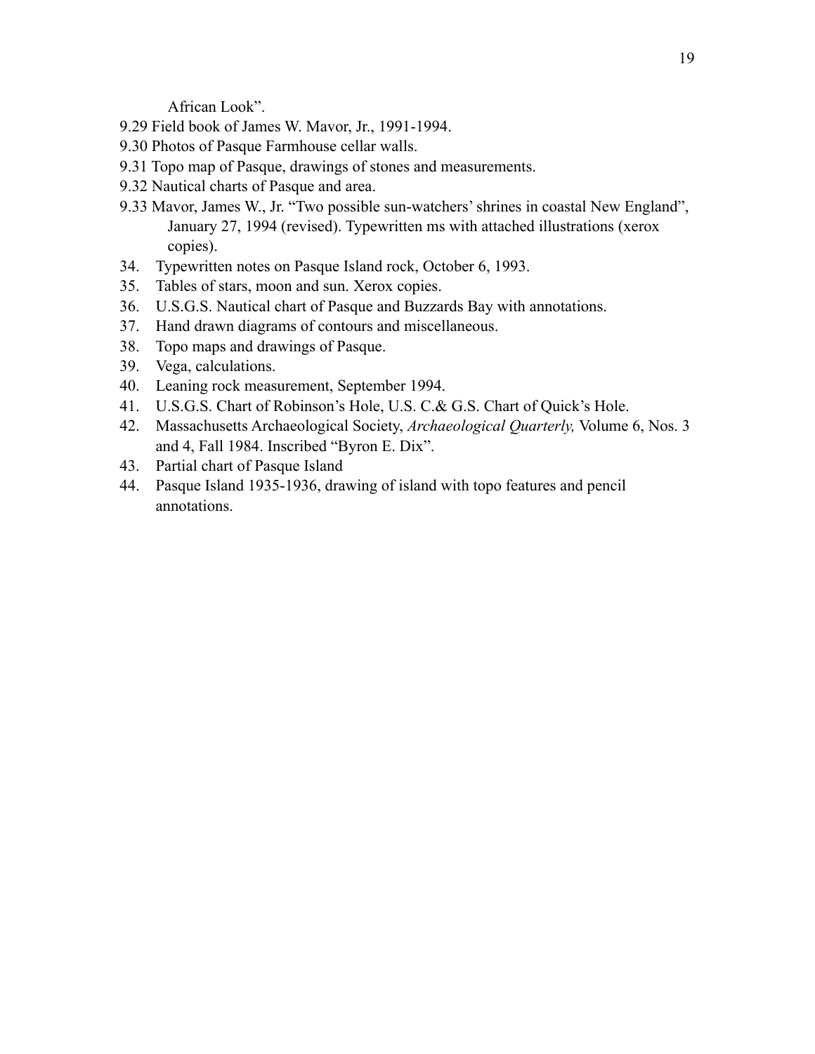African Look".

9.29 Field book of James W. Mavor, Jr., 1991-1994.

9.30 Photos of Pasque Farmhouse cellar walls.

9.31 Topo map of Pasque, drawings of stones and measurements.

9.32 Nautical charts of Pasque and area.

9.33 Mavor, James W., Jr. "Two possible sun-watchers' shrines in coastal New England", January 27, 1994 (revised). Typewritten ms with attached illustrations (xerox copies).

34. Typewritten notes on Pasque Island rock, October 6, 1993.
35. Tables of stars, moon and sun. Xerox copies.
36. U.S.G.S. Nautical chart of Pasque and Buzzards Bay with annotations.
37. Hand drawn diagrams of contours and miscellaneous.
38. Topo maps and drawings of Pasque.
39. Vega, calculations.
40. Leaning rock measurement, September 1994.
41. U.S.G.S. Chart of Robinson's Hole, U.S. C.& G.S. Chart of Quick's Hole.
42. Massachusetts Archaeological Society, *Archaeological Quarterly,* Volume 6, Nos. 3 and 4, Fall 1984. Inscribed "Byron E. Dix".
43. Partial chart of Pasque Island
44. Pasque Island 1935-1936, drawing of island with topo features and pencil annotations.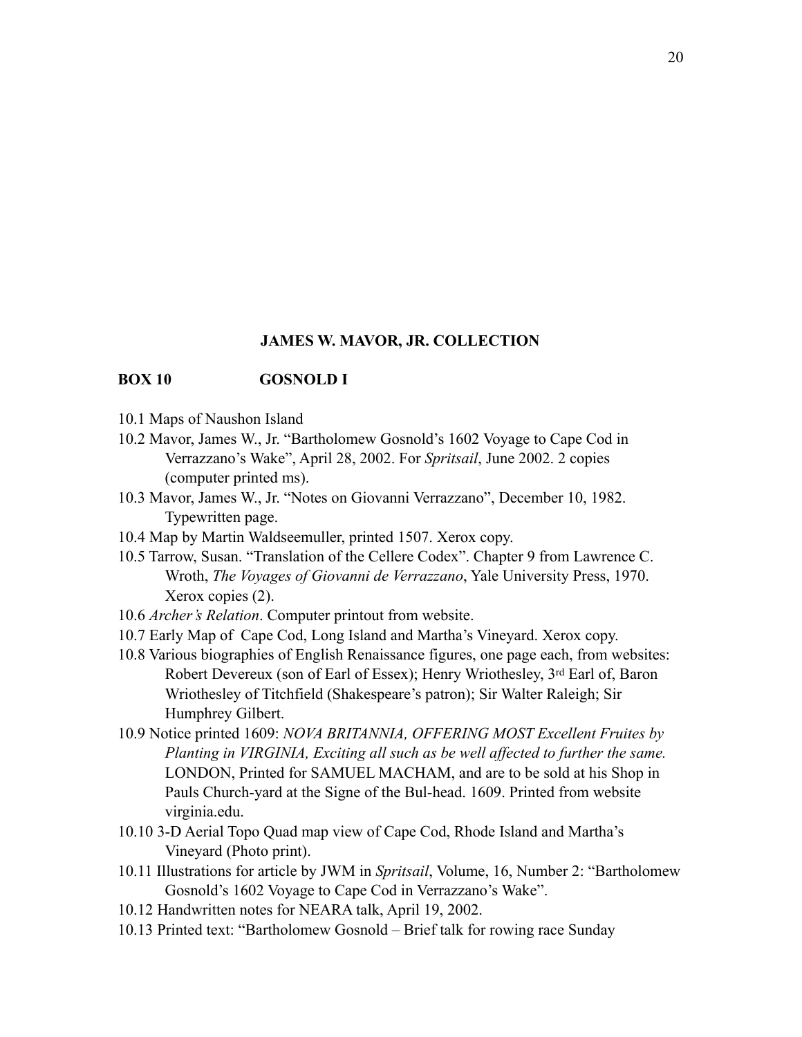**JAMES W. MAVOR, JR. COLLECTION**

**BOX 10 GOSNOLD I**

10.1 Maps of Naushon Island

10.2 Mavor, James W., Jr. "Bartholomew Gosnold's 1602 Voyage to Cape Cod in Verrazzano's Wake", April 28, 2002. For *Spritsail*, June 2002. 2 copies (computer printed ms).

10.3 Mavor, James W., Jr. "Notes on Giovanni Verrazzano", December 10, 1982. Typewritten page.

10.4 Map by Martin Waldseemuller, printed 1507. Xerox copy.

10.5 Tarrow, Susan. "Translation of the Cellere Codex". Chapter 9 from Lawrence C. Wroth, *The Voyages of Giovanni de Verrazzano*, Yale University Press, 1970. Xerox copies (2).

10.6 *Archer's Relation*. Computer printout from website.

10.7 Early Map of Cape Cod, Long Island and Martha's Vineyard. Xerox copy.

10.8 Various biographies of English Renaissance figures, one page each, from websites: Robert Devereux (son of Earl of Essex); Henry Wriothesley, 3rd Earl of, Baron Wriothesley of Titchfield (Shakespeare's patron); Sir Walter Raleigh; Sir Humphrey Gilbert.

10.9 Notice printed 1609: *NOVA BRITANNIA, OFFERING MOST Excellent Fruites by Planting in VIRGINIA, Exciting all such as be well affected to further the same.* LONDON, Printed for SAMUEL MACHAM, and are to be sold at his Shop in Pauls Church-yard at the Signe of the Bul-head. 1609. Printed from website virginia.edu.

10.10 3-D Aerial Topo Quad map view of Cape Cod, Rhode Island and Martha's Vineyard (Photo print).

10.11 Illustrations for article by JWM in *Spritsail*, Volume, 16, Number 2: "Bartholomew Gosnold's 1602 Voyage to Cape Cod in Verrazzano's Wake".

10.12 Handwritten notes for NEARA talk, April 19, 2002.

10.13 Printed text: "Bartholomew Gosnold – Brief talk for rowing race Sunday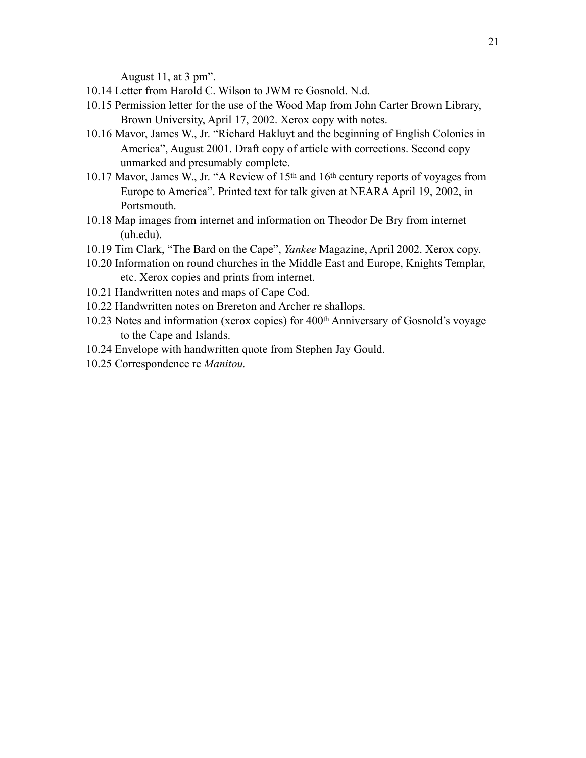August 11, at 3 pm".

10.14 Letter from Harold C. Wilson to JWM re Gosnold. N.d.

10.15 Permission letter for the use of the Wood Map from John Carter Brown Library, Brown University, April 17, 2002. Xerox copy with notes.

10.16 Mavor, James W., Jr. "Richard Hakluyt and the beginning of English Colonies in America", August 2001. Draft copy of article with corrections. Second copy unmarked and presumably complete.

10.17 Mavor, James W., Jr. "A Review of 15th and 16th century reports of voyages from Europe to America". Printed text for talk given at NEARA April 19, 2002, in Portsmouth.

10.18 Map images from internet and information on Theodor De Bry from internet (uh.edu).

10.19 Tim Clark, "The Bard on the Cape", *Yankee* Magazine, April 2002. Xerox copy.

10.20 Information on round churches in the Middle East and Europe, Knights Templar, etc. Xerox copies and prints from internet.

10.21 Handwritten notes and maps of Cape Cod.

10.22 Handwritten notes on Brereton and Archer re shallops.

10.23 Notes and information (xerox copies) for 400th Anniversary of Gosnold's voyage to the Cape and Islands.

10.24 Envelope with handwritten quote from Stephen Jay Gould.

10.25 Correspondence re *Manitou.*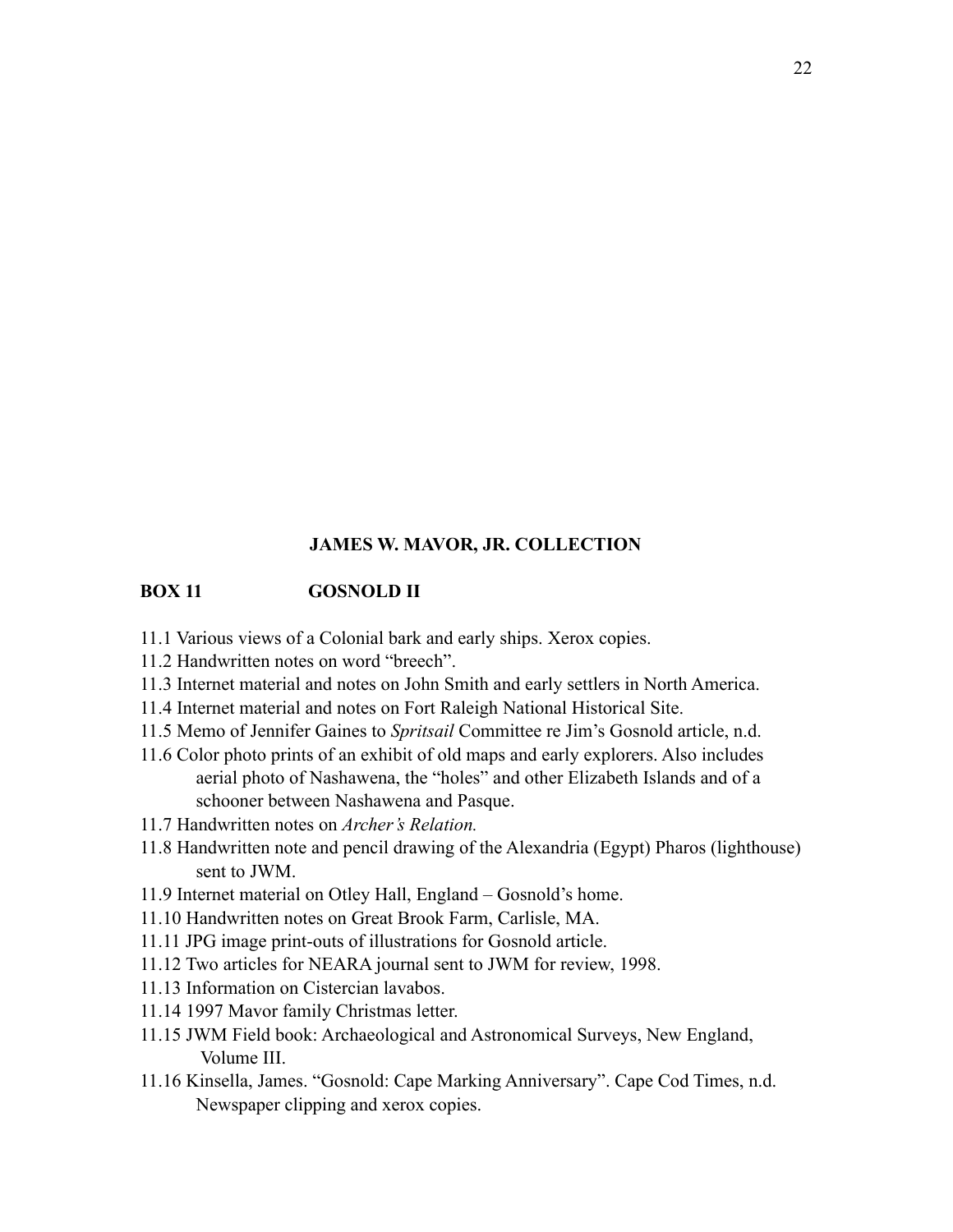**JAMES W. MAVOR, JR. COLLECTION**

**BOX 11 GOSNOLD II**

11.1 Various views of a Colonial bark and early ships. Xerox copies.

11.2 Handwritten notes on word "breech".

11.3 Internet material and notes on John Smith and early settlers in North America.

11.4 Internet material and notes on Fort Raleigh National Historical Site.

11.5 Memo of Jennifer Gaines to *Spritsail* Committee re Jim's Gosnold article, n.d.

11.6 Color photo prints of an exhibit of old maps and early explorers. Also includes aerial photo of Nashawena, the "holes" and other Elizabeth Islands and of a schooner between Nashawena and Pasque.

11.7 Handwritten notes on *Archer's Relation.*

11.8 Handwritten note and pencil drawing of the Alexandria (Egypt) Pharos (lighthouse) sent to JWM.

11.9 Internet material on Otley Hall, England – Gosnold's home.

11.10 Handwritten notes on Great Brook Farm, Carlisle, MA.

11.11 JPG image print-outs of illustrations for Gosnold article.

11.12 Two articles for NEARA journal sent to JWM for review, 1998.

11.13 Information on Cistercian lavabos.

11.14 1997 Mavor family Christmas letter.

11.15 JWM Field book: Archaeological and Astronomical Surveys, New England, Volume III.

11.16 Kinsella, James. "Gosnold: Cape Marking Anniversary". Cape Cod Times, n.d. Newspaper clipping and xerox copies.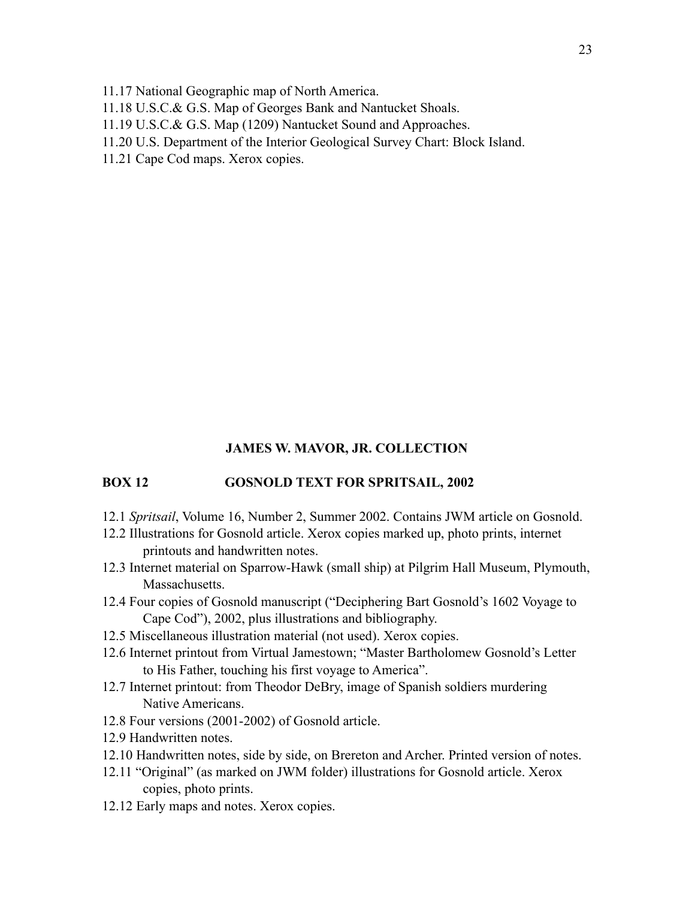11.17 National Geographic map of North America.

11.18 U.S.C.& G.S. Map of Georges Bank and Nantucket Shoals.

11.19 U.S.C.& G.S. Map (1209) Nantucket Sound and Approaches.

11.20 U.S. Department of the Interior Geological Survey Chart: Block Island.

11.21 Cape Cod maps. Xerox copies.

## JAMES W. MAVOR, JR. COLLECTION

### BOX 12 GOSNOLD TEXT FOR SPRITSAIL, 2002

12.1 *Spritsail*, Volume 16, Number 2, Summer 2002. Contains JWM article on Gosnold.

12.2 Illustrations for Gosnold article. Xerox copies marked up, photo prints, internet printouts and handwritten notes.

12.3 Internet material on Sparrow-Hawk (small ship) at Pilgrim Hall Museum, Plymouth, Massachusetts.

12.4 Four copies of Gosnold manuscript ("Deciphering Bart Gosnold's 1602 Voyage to Cape Cod"), 2002, plus illustrations and bibliography.

12.5 Miscellaneous illustration material (not used). Xerox copies.

12.6 Internet printout from Virtual Jamestown; "Master Bartholomew Gosnold's Letter to His Father, touching his first voyage to America".

12.7 Internet printout: from Theodor DeBry, image of Spanish soldiers murdering Native Americans.

12.8 Four versions (2001-2002) of Gosnold article.

12.9 Handwritten notes.

12.10 Handwritten notes, side by side, on Brereton and Archer. Printed version of notes.

12.11 "Original" (as marked on JWM folder) illustrations for Gosnold article. Xerox copies, photo prints.

12.12 Early maps and notes. Xerox copies.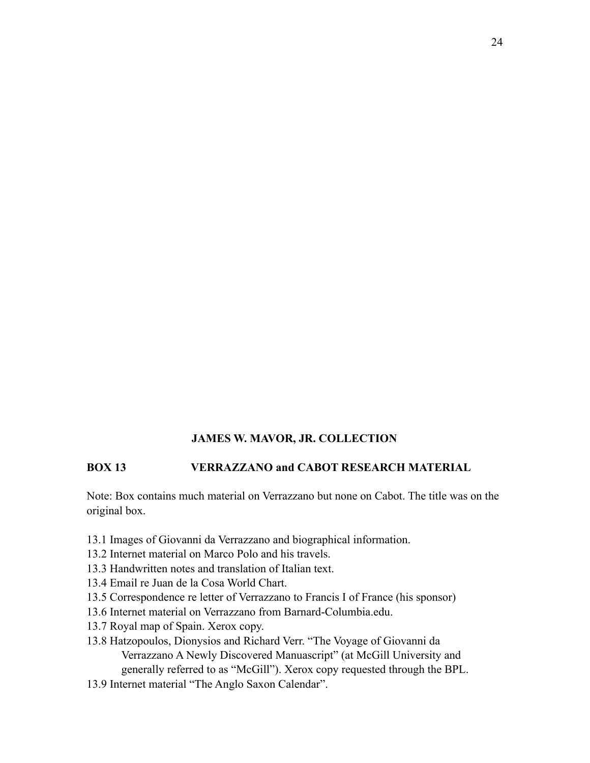## JAMES W. MAVOR, JR. COLLECTION

**BOX 13 VERRAZZANO and CABOT RESEARCH MATERIAL**

Note: Box contains much material on Verrazzano but none on Cabot. The title was on the original box.

13.1 Images of Giovanni da Verrazzano and biographical information.
13.2 Internet material on Marco Polo and his travels.
13.3 Handwritten notes and translation of Italian text.
13.4 Email re Juan de la Cosa World Chart.
13.5 Correspondence re letter of Verrazzano to Francis I of France (his sponsor)
13.6 Internet material on Verrazzano from Barnard-Columbia.edu.
13.7 Royal map of Spain. Xerox copy.
13.8 Hatzopoulos, Dionysios and Richard Verr. "The Voyage of Giovanni da Verrazzano A Newly Discovered Manuascript" (at McGill University and generally referred to as "McGill"). Xerox copy requested through the BPL.
13.9 Internet material "The Anglo Saxon Calendar".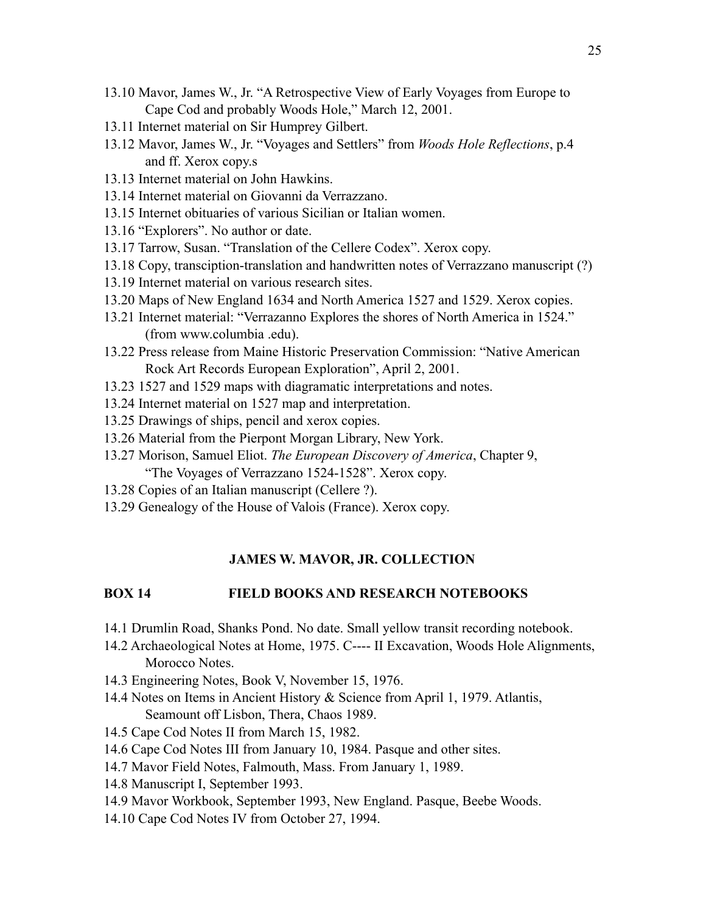13.10 Mavor, James W., Jr. "A Retrospective View of Early Voyages from Europe to Cape Cod and probably Woods Hole," March 12, 2001.

13.11 Internet material on Sir Humprey Gilbert.

13.12 Mavor, James W., Jr. "Voyages and Settlers" from *Woods Hole Reflections*, p.4 and ff. Xerox copy.s

13.13 Internet material on John Hawkins.

13.14 Internet material on Giovanni da Verrazzano.

13.15 Internet obituaries of various Sicilian or Italian women.

13.16 "Explorers". No author or date.

13.17 Tarrow, Susan. "Translation of the Cellere Codex". Xerox copy.

13.18 Copy, transciption-translation and handwritten notes of Verrazzano manuscript (?)

13.19 Internet material on various research sites.

13.20 Maps of New England 1634 and North America 1527 and 1529. Xerox copies.

13.21 Internet material: "Verrazanno Explores the shores of North America in 1524." (from www.columbia .edu).

13.22 Press release from Maine Historic Preservation Commission: "Native American Rock Art Records European Exploration", April 2, 2001.

13.23 1527 and 1529 maps with diagramatic interpretations and notes.

13.24 Internet material on 1527 map and interpretation.

13.25 Drawings of ships, pencil and xerox copies.

13.26 Material from the Pierpont Morgan Library, New York.

13.27 Morison, Samuel Eliot. *The European Discovery of America*, Chapter 9, "The Voyages of Verrazzano 1524-1528". Xerox copy.

13.28 Copies of an Italian manuscript (Cellere ?).

13.29 Genealogy of the House of Valois (France). Xerox copy.

## JAMES W. MAVOR, JR. COLLECTION

### BOX 14 FIELD BOOKS AND RESEARCH NOTEBOOKS

14.1 Drumlin Road, Shanks Pond. No date. Small yellow transit recording notebook.

14.2 Archaeological Notes at Home, 1975. C---- II Excavation, Woods Hole Alignments, Morocco Notes.

14.3 Engineering Notes, Book V, November 15, 1976.

14.4 Notes on Items in Ancient History & Science from April 1, 1979. Atlantis, Seamount off Lisbon, Thera, Chaos 1989.

14.5 Cape Cod Notes II from March 15, 1982.

14.6 Cape Cod Notes III from January 10, 1984. Pasque and other sites.

14.7 Mavor Field Notes, Falmouth, Mass. From January 1, 1989.

14.8 Manuscript I, September 1993.

14.9 Mavor Workbook, September 1993, New England. Pasque, Beebe Woods.

14.10 Cape Cod Notes IV from October 27, 1994.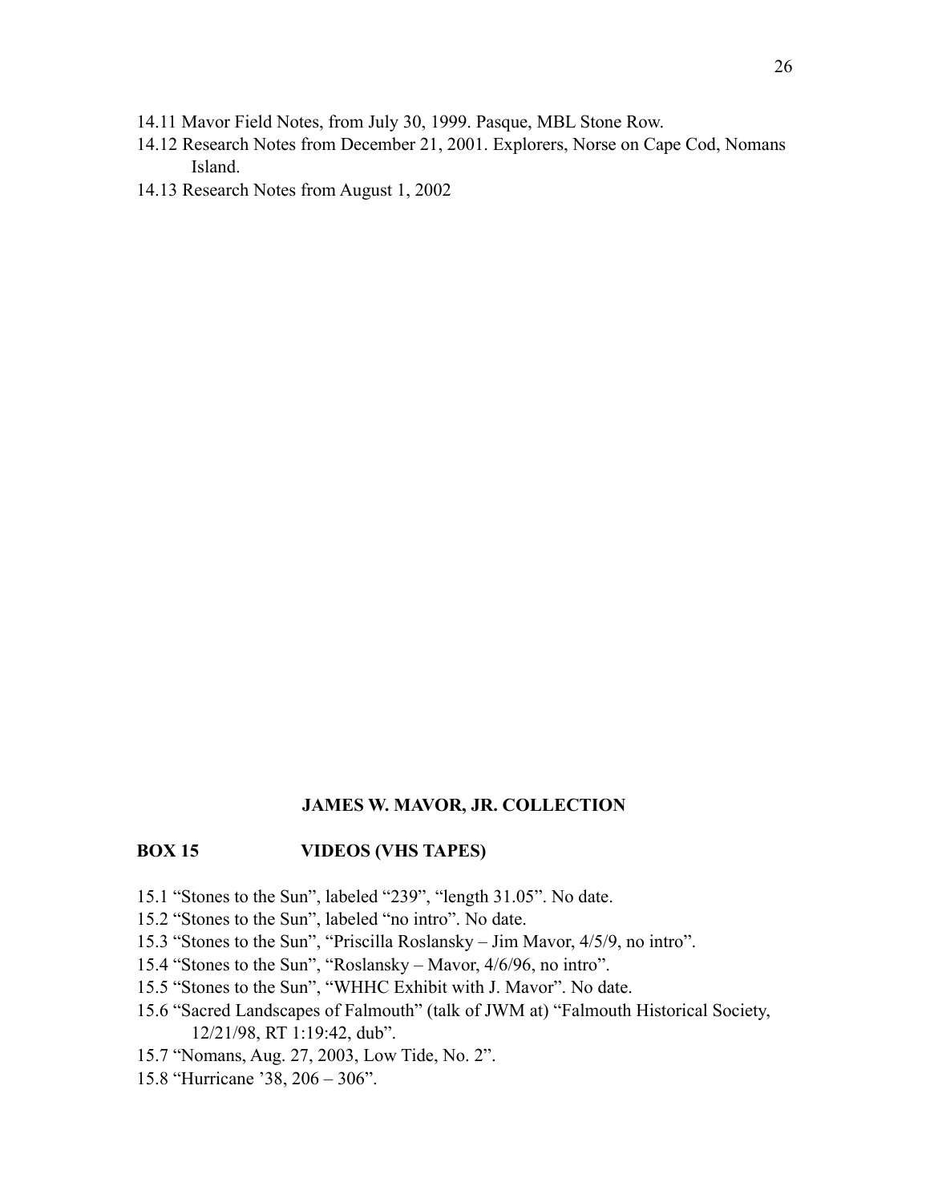14.11 Mavor Field Notes, from July 30, 1999. Pasque, MBL Stone Row.

14.12 Research Notes from December 21, 2001. Explorers, Norse on Cape Cod, Nomans Island.

14.13 Research Notes from August 1, 2002

## JAMES W. MAVOR, JR. COLLECTION

### BOX 15 VIDEOS (VHS TAPES)

15.1 "Stones to the Sun", labeled "239", "length 31.05". No date.

15.2 "Stones to the Sun", labeled "no intro". No date.

15.3 "Stones to the Sun", "Priscilla Roslansky – Jim Mavor, 4/5/9, no intro".

15.4 "Stones to the Sun", "Roslansky – Mavor, 4/6/96, no intro".

15.5 "Stones to the Sun", "WHHC Exhibit with J. Mavor". No date.

15.6 "Sacred Landscapes of Falmouth" (talk of JWM at) "Falmouth Historical Society, 12/21/98, RT 1:19:42, dub".

15.7 "Nomans, Aug. 27, 2003, Low Tide, No. 2".

15.8 "Hurricane '38, 206 – 306".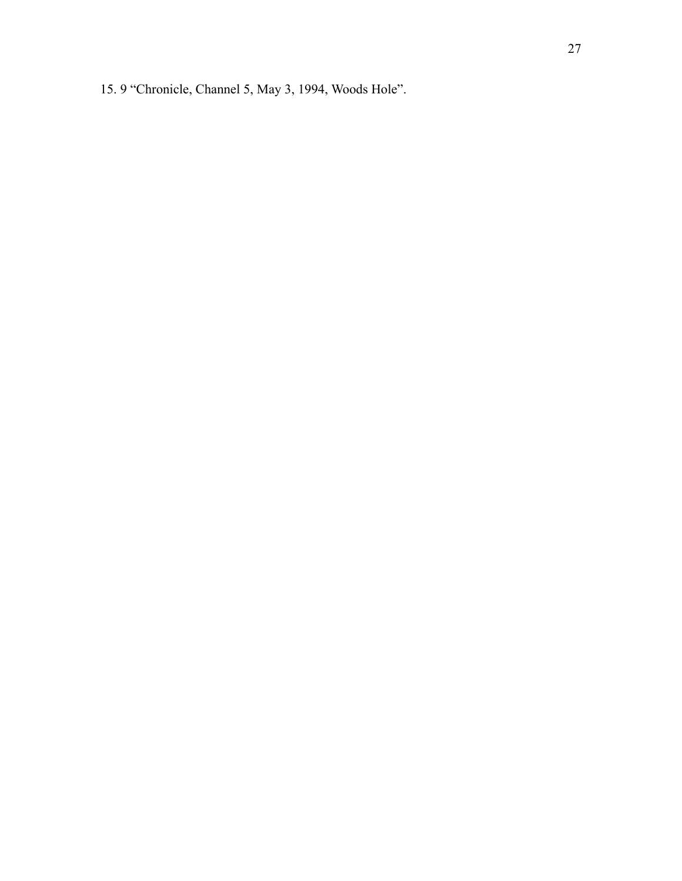15. 9 “Chronicle, Channel 5, May 3, 1994, Woods Hole”.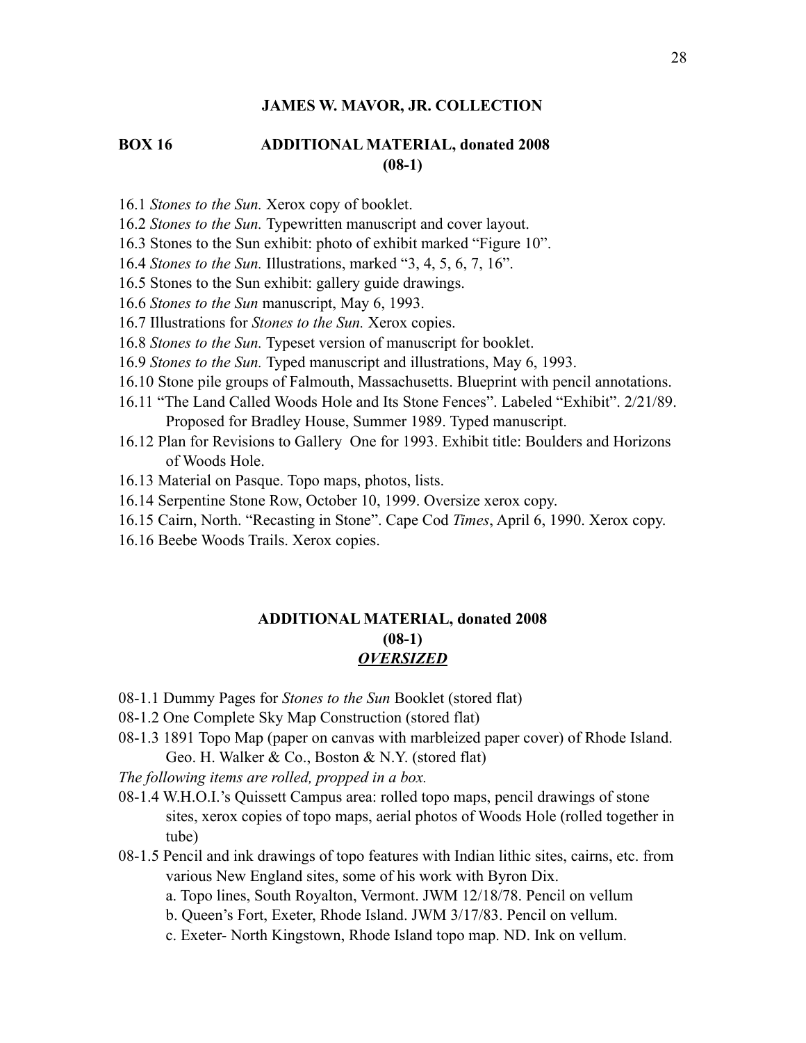## JAMES W. MAVOR, JR. COLLECTION

### BOX 16 ADDITIONAL MATERIAL, donated 2008 (08-1)

16.1 *Stones to the Sun.* Xerox copy of booklet.

16.2 *Stones to the Sun.* Typewritten manuscript and cover layout.

16.3 Stones to the Sun exhibit: photo of exhibit marked "Figure 10".

16.4 *Stones to the Sun.* Illustrations, marked "3, 4, 5, 6, 7, 16".

16.5 Stones to the Sun exhibit: gallery guide drawings.

16.6 *Stones to the Sun* manuscript, May 6, 1993.

16.7 Illustrations for *Stones to the Sun.* Xerox copies.

16.8 *Stones to the Sun.* Typeset version of manuscript for booklet.

16.9 *Stones to the Sun.* Typed manuscript and illustrations, May 6, 1993.

16.10 Stone pile groups of Falmouth, Massachusetts. Blueprint with pencil annotations.

16.11 "The Land Called Woods Hole and Its Stone Fences". Labeled "Exhibit". 2/21/89. Proposed for Bradley House, Summer 1989. Typed manuscript.

16.12 Plan for Revisions to Gallery One for 1993. Exhibit title: Boulders and Horizons of Woods Hole.

16.13 Material on Pasque. Topo maps, photos, lists.

16.14 Serpentine Stone Row, October 10, 1999. Oversize xerox copy.

16.15 Cairn, North. "Recasting in Stone". Cape Cod *Times*, April 6, 1990. Xerox copy.

16.16 Beebe Woods Trails. Xerox copies.

### ADDITIONAL MATERIAL, donated 2008 (08-1) *OVERSIZED*

08-1.1 Dummy Pages for *Stones to the Sun* Booklet (stored flat)

08-1.2 One Complete Sky Map Construction (stored flat)

08-1.3 1891 Topo Map (paper on canvas with marbleized paper cover) of Rhode Island. Geo. H. Walker & Co., Boston & N.Y. (stored flat)

*The following items are rolled, propped in a box.*

08-1.4 W.H.O.I.'s Quissett Campus area: rolled topo maps, pencil drawings of stone sites, xerox copies of topo maps, aerial photos of Woods Hole (rolled together in tube)

08-1.5 Pencil and ink drawings of topo features with Indian lithic sites, cairns, etc. from various New England sites, some of his work with Byron Dix.

- a. Topo lines, South Royalton, Vermont. JWM 12/18/78. Pencil on vellum
- b. Queen's Fort, Exeter, Rhode Island. JWM 3/17/83. Pencil on vellum.
- c. Exeter- North Kingstown, Rhode Island topo map. ND. Ink on vellum.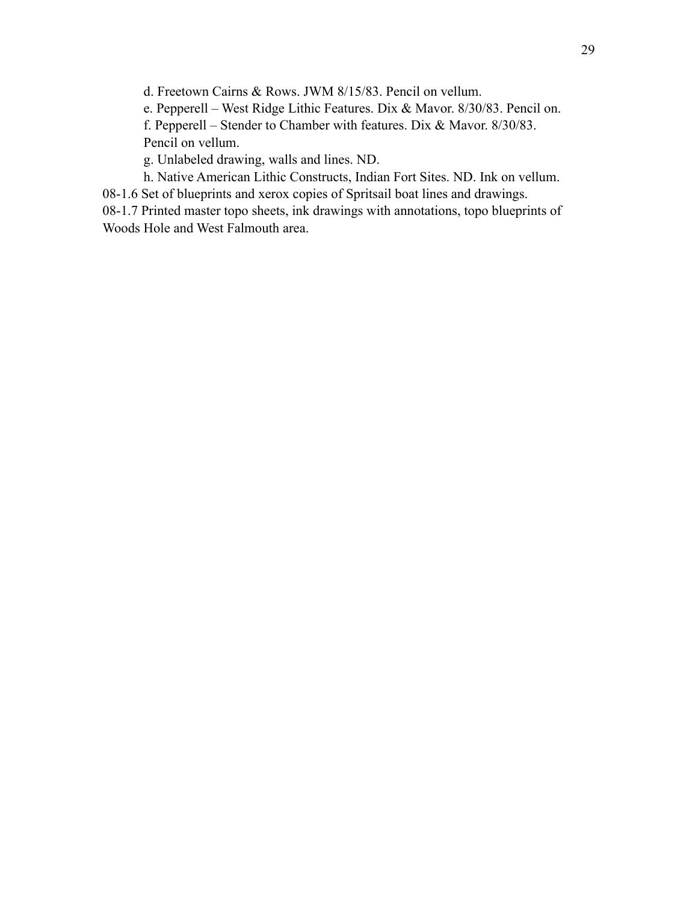d. Freetown Cairns & Rows. JWM 8/15/83. Pencil on vellum.

e. Pepperell – West Ridge Lithic Features. Dix & Mavor. 8/30/83. Pencil on.

f. Pepperell – Stender to Chamber with features. Dix & Mavor. 8/30/83. Pencil on vellum.

g. Unlabeled drawing, walls and lines. ND.

h. Native American Lithic Constructs, Indian Fort Sites. ND. Ink on vellum.

08-1.6 Set of blueprints and xerox copies of Spritsail boat lines and drawings.

08-1.7 Printed master topo sheets, ink drawings with annotations, topo blueprints of Woods Hole and West Falmouth area.